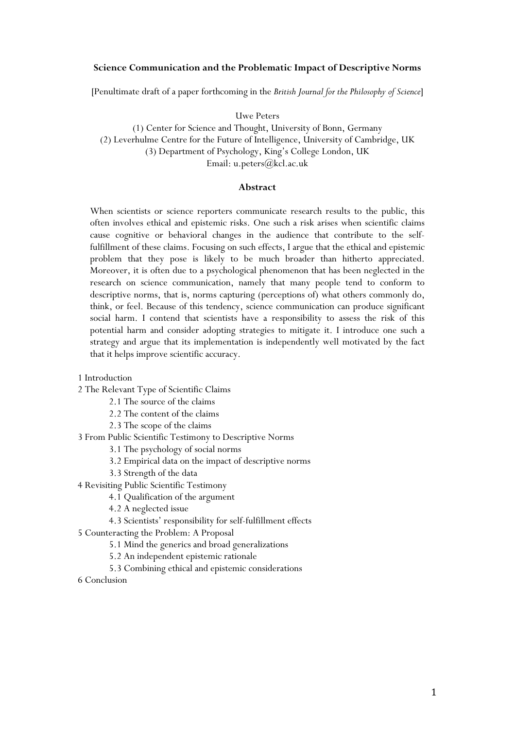**Science Communication and the Problematic Impact of Descriptive Norms**

[Penultimate draft of a paper forthcoming in the *British Journal for the Philosophy of Science*]

Uwe Peters

(1) Center for Science and Thought, University of Bonn, Germany
(2) Leverhulme Centre for the Future of Intelligence, University of Cambridge, UK
(3) Department of Psychology, King's College London, UK
Email: u.peters@kcl.ac.uk

**Abstract**

When scientists or science reporters communicate research results to the public, this often involves ethical and epistemic risks. One such a risk arises when scientific claims cause cognitive or behavioral changes in the audience that contribute to the self-fulfillment of these claims. Focusing on such effects, I argue that the ethical and epistemic problem that they pose is likely to be much broader than hitherto appreciated. Moreover, it is often due to a psychological phenomenon that has been neglected in the research on science communication, namely that many people tend to conform to descriptive norms, that is, norms capturing (perceptions of) what others commonly do, think, or feel. Because of this tendency, science communication can produce significant social harm. I contend that scientists have a responsibility to assess the risk of this potential harm and consider adopting strategies to mitigate it. I introduce one such a strategy and argue that its implementation is independently well motivated by the fact that it helps improve scientific accuracy.

1 Introduction
2 The Relevant Type of Scientific Claims
    2.1 The source of the claims
    2.2 The content of the claims
    2.3 The scope of the claims
3 From Public Scientific Testimony to Descriptive Norms
    3.1 The psychology of social norms
    3.2 Empirical data on the impact of descriptive norms
    3.3 Strength of the data
4 Revisiting Public Scientific Testimony
    4.1 Qualification of the argument
    4.2 A neglected issue
    4.3 Scientists' responsibility for self-fulfillment effects
5 Counteracting the Problem: A Proposal
    5.1 Mind the generics and broad generalizations
    5.2 An independent epistemic rationale
    5.3 Combining ethical and epistemic considerations
6 Conclusion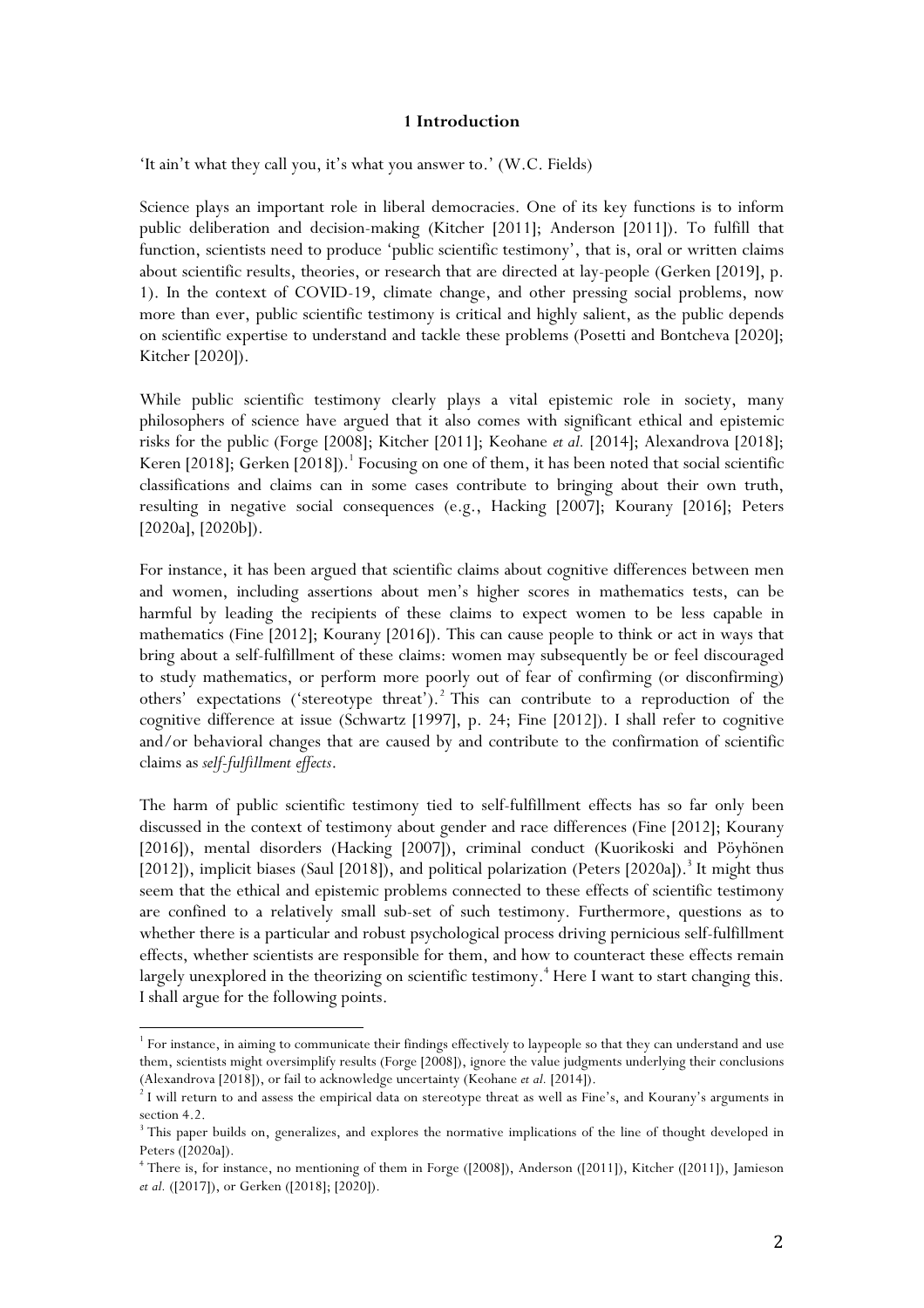## 1 Introduction

'It ain't what they call you, it's what you answer to.' (W.C. Fields)

Science plays an important role in liberal democracies. One of its key functions is to inform public deliberation and decision-making (Kitcher [2011]; Anderson [2011]). To fulfill that function, scientists need to produce 'public scientific testimony', that is, oral or written claims about scientific results, theories, or research that are directed at lay-people (Gerken [2019], p. 1). In the context of COVID-19, climate change, and other pressing social problems, now more than ever, public scientific testimony is critical and highly salient, as the public depends on scientific expertise to understand and tackle these problems (Posetti and Bontcheva [2020]; Kitcher [2020]).

While public scientific testimony clearly plays a vital epistemic role in society, many philosophers of science have argued that it also comes with significant ethical and epistemic risks for the public (Forge [2008]; Kitcher [2011]; Keohane *et al.* [2014]; Alexandrova [2018]; Keren [2018]; Gerken [2018]).[1] Focusing on one of them, it has been noted that social scientific classifications and claims can in some cases contribute to bringing about their own truth, resulting in negative social consequences (e.g., Hacking [2007]; Kourany [2016]; Peters [2020a], [2020b]).

For instance, it has been argued that scientific claims about cognitive differences between men and women, including assertions about men's higher scores in mathematics tests, can be harmful by leading the recipients of these claims to expect women to be less capable in mathematics (Fine [2012]; Kourany [2016]). This can cause people to think or act in ways that bring about a self-fulfillment of these claims: women may subsequently be or feel discouraged to study mathematics, or perform more poorly out of fear of confirming (or disconfirming) others' expectations ('stereotype threat').[2] This can contribute to a reproduction of the cognitive difference at issue (Schwartz [1997], p. 24; Fine [2012]). I shall refer to cognitive and/or behavioral changes that are caused by and contribute to the confirmation of scientific claims as *self-fulfillment effects*.

The harm of public scientific testimony tied to self-fulfillment effects has so far only been discussed in the context of testimony about gender and race differences (Fine [2012]; Kourany [2016]), mental disorders (Hacking [2007]), criminal conduct (Kuorikoski and Pöyhönen [2012]), implicit biases (Saul [2018]), and political polarization (Peters [2020a]).[3] It might thus seem that the ethical and epistemic problems connected to these effects of scientific testimony are confined to a relatively small sub-set of such testimony. Furthermore, questions as to whether there is a particular and robust psychological process driving pernicious self-fulfillment effects, whether scientists are responsible for them, and how to counteract these effects remain largely unexplored in the theorizing on scientific testimony.[4] Here I want to start changing this. I shall argue for the following points.

---

[1] For instance, in aiming to communicate their findings effectively to laypeople so that they can understand and use them, scientists might oversimplify results (Forge [2008]), ignore the value judgments underlying their conclusions (Alexandrova [2018]), or fail to acknowledge uncertainty (Keohane *et al.* [2014]).

[2] I will return to and assess the empirical data on stereotype threat as well as Fine's, and Kourany's arguments in section 4.2.

[3] This paper builds on, generalizes, and explores the normative implications of the line of thought developed in Peters ([2020a]).

[4] There is, for instance, no mentioning of them in Forge ([2008]), Anderson ([2011]), Kitcher ([2011]), Jamieson *et al.* ([2017]), or Gerken ([2018]; [2020]).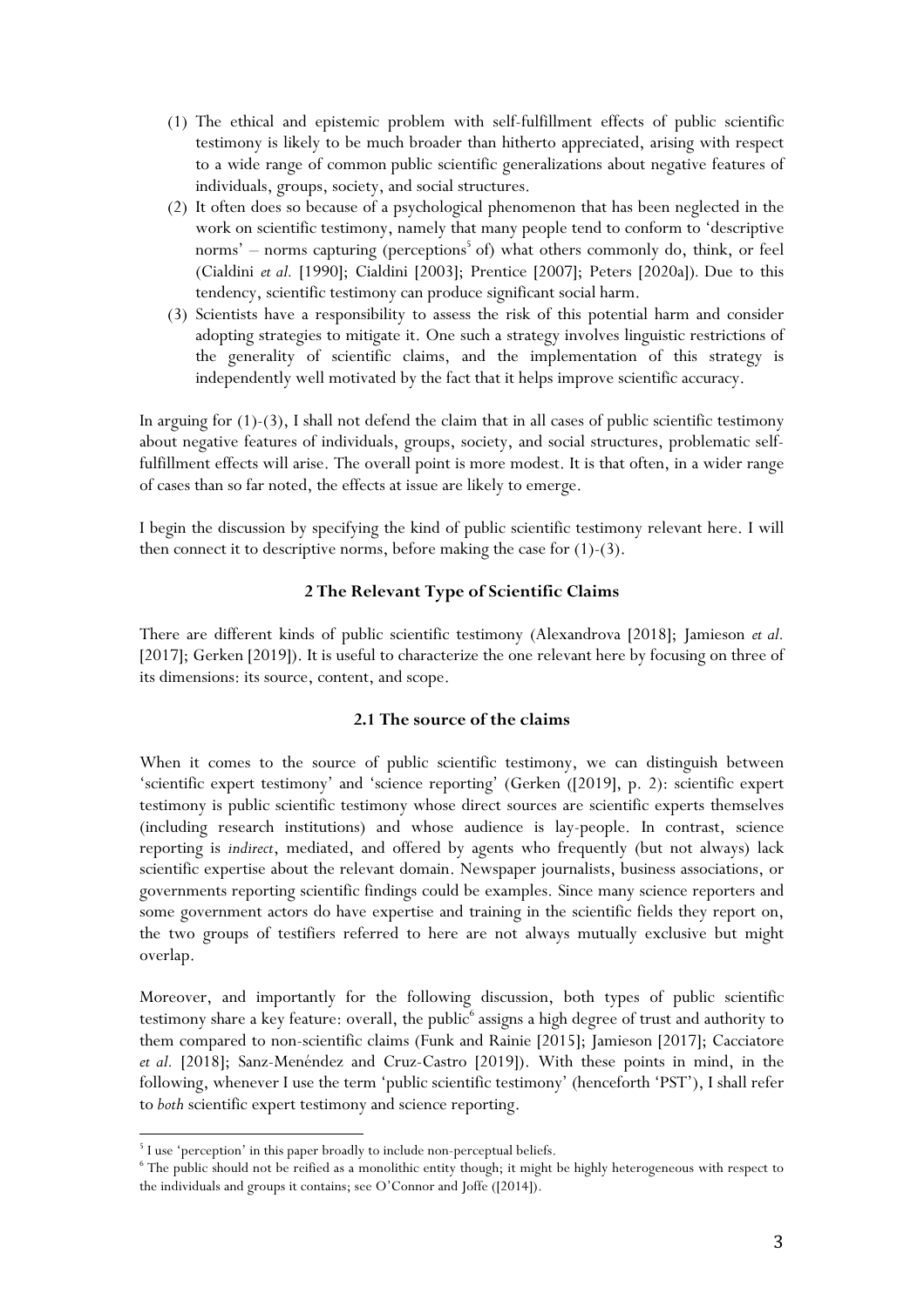(1) The ethical and epistemic problem with self-fulfillment effects of public scientific testimony is likely to be much broader than hitherto appreciated, arising with respect to a wide range of common public scientific generalizations about negative features of individuals, groups, society, and social structures.

(2) It often does so because of a psychological phenomenon that has been neglected in the work on scientific testimony, namely that many people tend to conform to 'descriptive norms' – norms capturing (perceptions[5] of) what others commonly do, think, or feel (Cialdini *et al.* [1990]; Cialdini [2003]; Prentice [2007]; Peters [2020a]). Due to this tendency, scientific testimony can produce significant social harm.

(3) Scientists have a responsibility to assess the risk of this potential harm and consider adopting strategies to mitigate it. One such a strategy involves linguistic restrictions of the generality of scientific claims, and the implementation of this strategy is independently well motivated by the fact that it helps improve scientific accuracy.

In arguing for (1)-(3), I shall not defend the claim that in all cases of public scientific testimony about negative features of individuals, groups, society, and social structures, problematic self-fulfillment effects will arise. The overall point is more modest. It is that often, in a wider range of cases than so far noted, the effects at issue are likely to emerge.

I begin the discussion by specifying the kind of public scientific testimony relevant here. I will then connect it to descriptive norms, before making the case for (1)-(3).

## 2 The Relevant Type of Scientific Claims

There are different kinds of public scientific testimony (Alexandrova [2018]; Jamieson *et al.* [2017]; Gerken [2019]). It is useful to characterize the one relevant here by focusing on three of its dimensions: its source, content, and scope.

### 2.1 The source of the claims

When it comes to the source of public scientific testimony, we can distinguish between 'scientific expert testimony' and 'science reporting' (Gerken ([2019], p. 2): scientific expert testimony is public scientific testimony whose direct sources are scientific experts themselves (including research institutions) and whose audience is lay-people. In contrast, science reporting is *indirect*, mediated, and offered by agents who frequently (but not always) lack scientific expertise about the relevant domain. Newspaper journalists, business associations, or governments reporting scientific findings could be examples. Since many science reporters and some government actors do have expertise and training in the scientific fields they report on, the two groups of testifiers referred to here are not always mutually exclusive but might overlap.

Moreover, and importantly for the following discussion, both types of public scientific testimony share a key feature: overall, the public[6] assigns a high degree of trust and authority to them compared to non-scientific claims (Funk and Rainie [2015]; Jamieson [2017]; Cacciatore *et al.* [2018]; Sanz-Menéndez and Cruz-Castro [2019]). With these points in mind, in the following, whenever I use the term 'public scientific testimony' (henceforth 'PST'), I shall refer to *both* scientific expert testimony and science reporting.

[5] I use 'perception' in this paper broadly to include non-perceptual beliefs.

[6] The public should not be reified as a monolithic entity though; it might be highly heterogeneous with respect to the individuals and groups it contains; see O'Connor and Joffe ([2014]).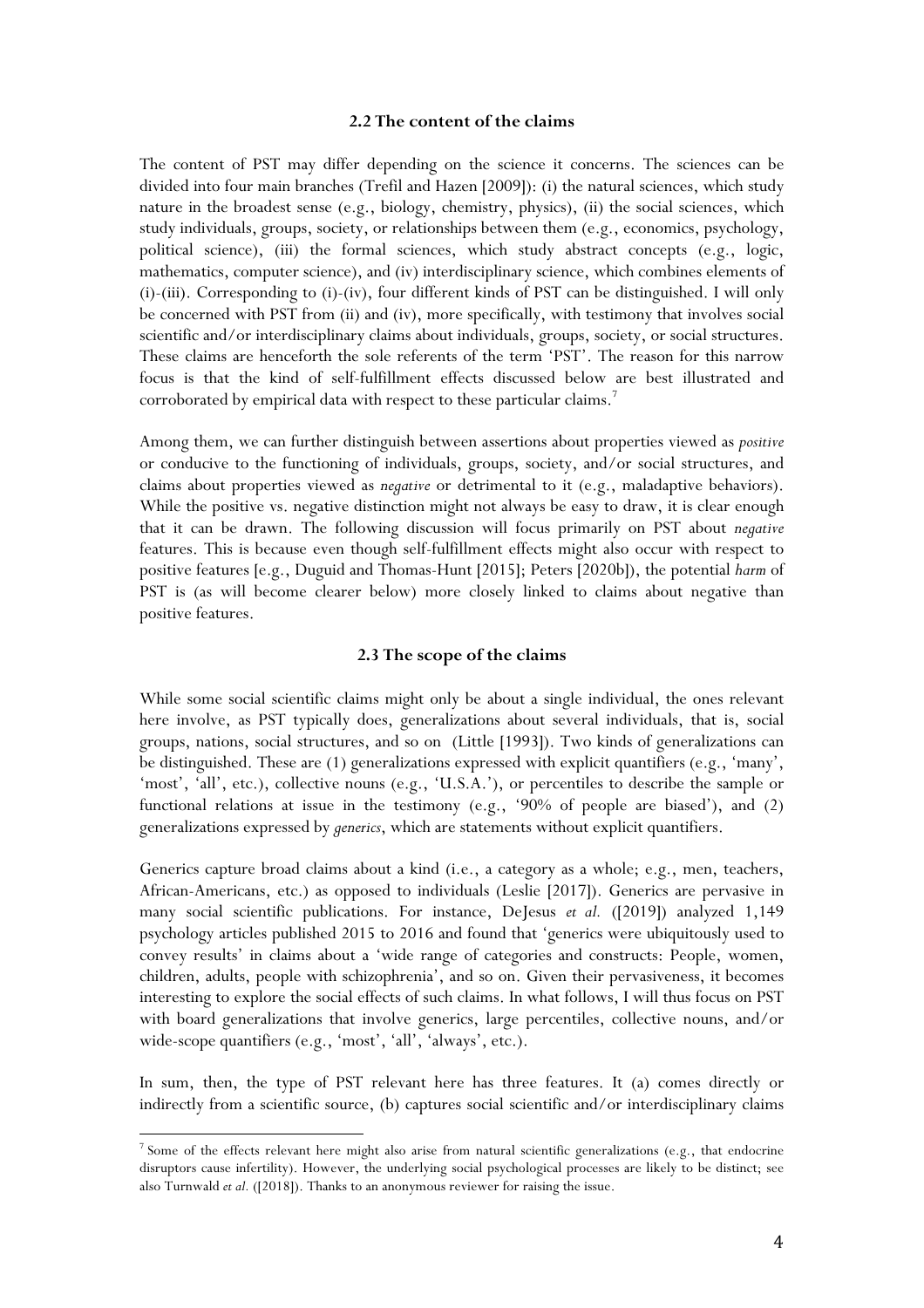### 2.2 The content of the claims

The content of PST may differ depending on the science it concerns. The sciences can be divided into four main branches (Trefil and Hazen [2009]): (i) the natural sciences, which study nature in the broadest sense (e.g., biology, chemistry, physics), (ii) the social sciences, which study individuals, groups, society, or relationships between them (e.g., economics, psychology, political science), (iii) the formal sciences, which study abstract concepts (e.g., logic, mathematics, computer science), and (iv) interdisciplinary science, which combines elements of (i)-(iii). Corresponding to (i)-(iv), four different kinds of PST can be distinguished. I will only be concerned with PST from (ii) and (iv), more specifically, with testimony that involves social scientific and/or interdisciplinary claims about individuals, groups, society, or social structures. These claims are henceforth the sole referents of the term 'PST'. The reason for this narrow focus is that the kind of self-fulfillment effects discussed below are best illustrated and corroborated by empirical data with respect to these particular claims.[7]

Among them, we can further distinguish between assertions about properties viewed as *positive* or conducive to the functioning of individuals, groups, society, and/or social structures, and claims about properties viewed as *negative* or detrimental to it (e.g., maladaptive behaviors). While the positive vs. negative distinction might not always be easy to draw, it is clear enough that it can be drawn. The following discussion will focus primarily on PST about *negative* features. This is because even though self-fulfillment effects might also occur with respect to positive features [e.g., Duguid and Thomas-Hunt [2015]; Peters [2020b]), the potential *harm* of PST is (as will become clearer below) more closely linked to claims about negative than positive features.

### 2.3 The scope of the claims

While some social scientific claims might only be about a single individual, the ones relevant here involve, as PST typically does, generalizations about several individuals, that is, social groups, nations, social structures, and so on (Little [1993]). Two kinds of generalizations can be distinguished. These are (1) generalizations expressed with explicit quantifiers (e.g., 'many', 'most', 'all', etc.), collective nouns (e.g., 'U.S.A.'), or percentiles to describe the sample or functional relations at issue in the testimony (e.g., '90% of people are biased'), and (2) generalizations expressed by *generics*, which are statements without explicit quantifiers.

Generics capture broad claims about a kind (i.e., a category as a whole; e.g., men, teachers, African-Americans, etc.) as opposed to individuals (Leslie [2017]). Generics are pervasive in many social scientific publications. For instance, DeJesus *et al.* ([2019]) analyzed 1,149 psychology articles published 2015 to 2016 and found that 'generics were ubiquitously used to convey results' in claims about a 'wide range of categories and constructs: People, women, children, adults, people with schizophrenia', and so on. Given their pervasiveness, it becomes interesting to explore the social effects of such claims. In what follows, I will thus focus on PST with board generalizations that involve generics, large percentiles, collective nouns, and/or wide-scope quantifiers (e.g., 'most', 'all', 'always', etc.).

In sum, then, the type of PST relevant here has three features. It (a) comes directly or indirectly from a scientific source, (b) captures social scientific and/or interdisciplinary claims

[7] Some of the effects relevant here might also arise from natural scientific generalizations (e.g., that endocrine disruptors cause infertility). However, the underlying social psychological processes are likely to be distinct; see also Turnwald *et al.* ([2018]). Thanks to an anonymous reviewer for raising the issue.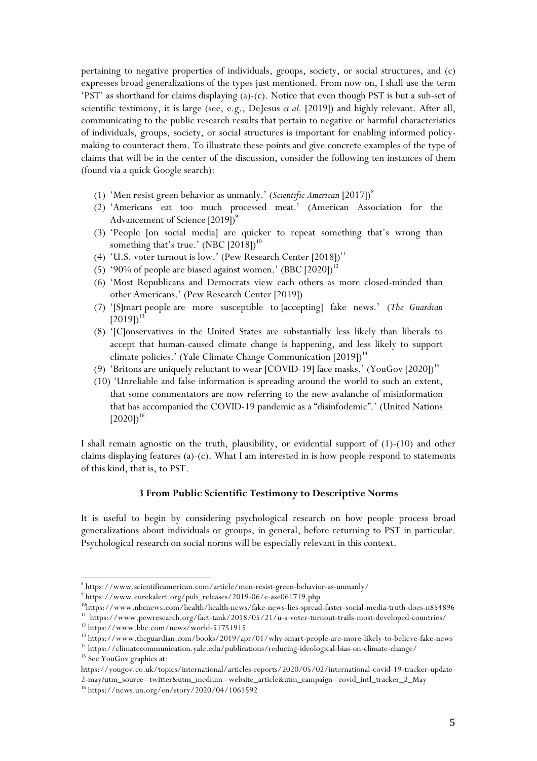pertaining to negative properties of individuals, groups, society, or social structures, and (c) expresses broad generalizations of the types just mentioned. From now on, I shall use the term 'PST' as shorthand for claims displaying (a)-(c). Notice that even though PST is but a sub-set of scientific testimony, it is large (see, e.g., DeJesus *et al.* [2019]) and highly relevant. After all, communicating to the public research results that pertain to negative or harmful characteristics of individuals, groups, society, or social structures is important for enabling informed policy-making to counteract them. To illustrate these points and give concrete examples of the type of claims that will be in the center of the discussion, consider the following ten instances of them (found via a quick Google search):

(1) 'Men resist green behavior as unmanly.' (*Scientific American* [2017])[8]
(2) 'Americans eat too much processed meat.' (American Association for the Advancement of Science [2019])[9]
(3) 'People [on social media] are quicker to repeat something that's wrong than something that's true.' (NBC [2018])[10]
(4) 'U.S. voter turnout is low.' (Pew Research Center [2018])[11]
(5) '90% of people are biased against women.' (BBC [2020])[12]
(6) 'Most Republicans and Democrats view each others as more closed-minded than other Americans.' (Pew Research Center [2019])
(7) '[S]mart people are more susceptible to [accepting] fake news.' (*The Guardian* [2019])[13]
(8) '[C]onservatives in the United States are substantially less likely than liberals to accept that human-caused climate change is happening, and less likely to support climate policies.' (Yale Climate Change Communication [2019])[14]
(9) 'Britons are uniquely reluctant to wear [COVID-19] face masks.' (YouGov [2020])[15]
(10) 'Unreliable and false information is spreading around the world to such an extent, that some commentators are now referring to the new avalanche of misinformation that has accompanied the COVID-19 pandemic as a "disinfodemic".' (United Nations [2020])[16]

I shall remain agnostic on the truth, plausibility, or evidential support of (1)-(10) and other claims displaying features (a)-(c). What I am interested in is how people respond to statements of this kind, that is, to PST.

### 3 From Public Scientific Testimony to Descriptive Norms

It is useful to begin by considering psychological research on how people process broad generalizations about individuals or groups, in general, before returning to PST in particular. Psychological research on social norms will be especially relevant in this context.

---

[8] https://www.scientificamerican.com/article/men-resist-green-behavior-as-unmanly/
[9] https://www.eurekalert.org/pub_releases/2019-06/e-ase061719.php
[10] https://www.nbcnews.com/health/health-news/fake-news-lies-spread-faster-social-media-truth-does-n854896
[11] https://www.pewresearch.org/fact-tank/2018/05/21/u-s-voter-turnout-trails-most-developed-countries/
[12] https://www.bbc.com/news/world-51751915
[13] https://www.theguardian.com/books/2019/apr/01/why-smart-people-are-more-likely-to-believe-fake-news
[14] https://climatecommunication.yale.edu/publications/reducing-ideological-bias-on-climate-change/
[15] See YouGov graphics at: https://yougov.co.uk/topics/international/articles-reports/2020/05/02/international-covid-19-tracker-update-2-may?utm_source=twitter&utm_medium=website_article&utm_campaign=covid_intl_tracker_2_May
[16] https://news.un.org/en/story/2020/04/1061592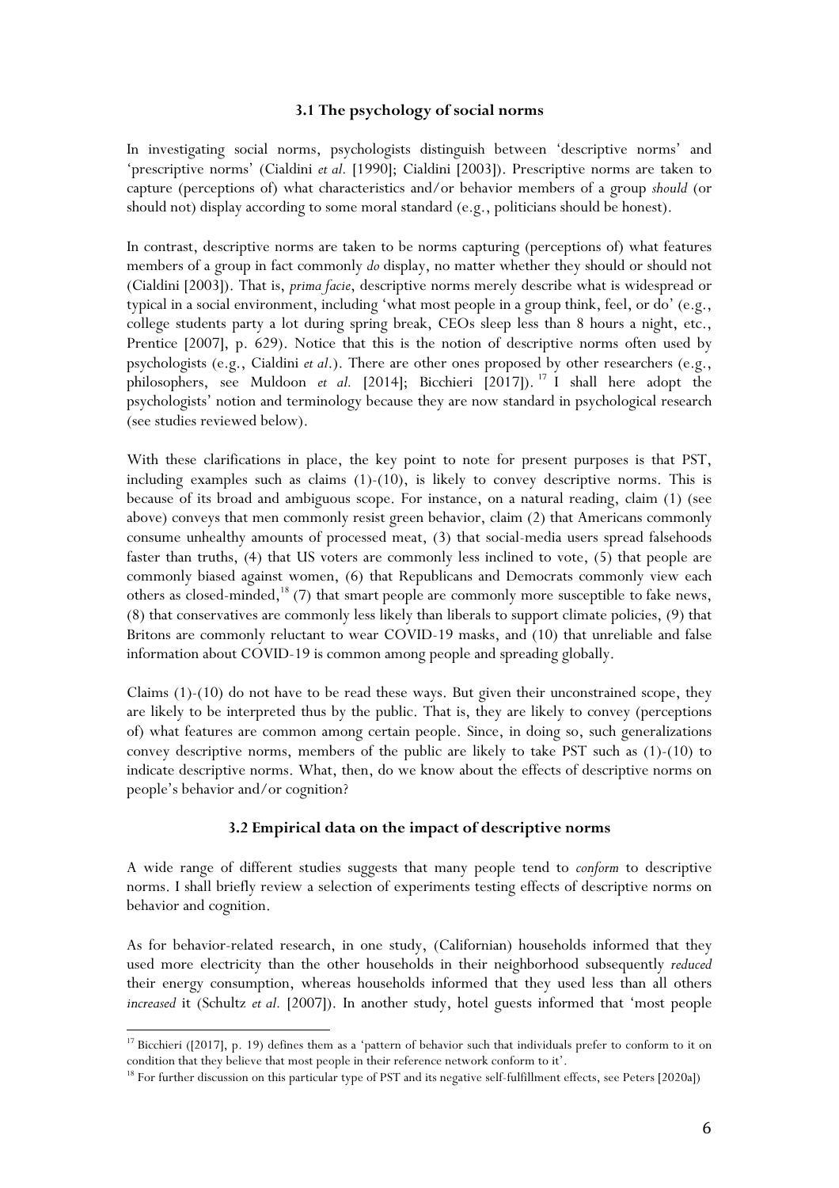### 3.1 The psychology of social norms

In investigating social norms, psychologists distinguish between 'descriptive norms' and 'prescriptive norms' (Cialdini *et al.* [1990]; Cialdini [2003]). Prescriptive norms are taken to capture (perceptions of) what characteristics and/or behavior members of a group *should* (or should not) display according to some moral standard (e.g., politicians should be honest).

In contrast, descriptive norms are taken to be norms capturing (perceptions of) what features members of a group in fact commonly *do* display, no matter whether they should or should not (Cialdini [2003]). That is, *prima facie*, descriptive norms merely describe what is widespread or typical in a social environment, including 'what most people in a group think, feel, or do' (e.g., college students party a lot during spring break, CEOs sleep less than 8 hours a night, etc., Prentice [2007], p. 629). Notice that this is the notion of descriptive norms often used by psychologists (e.g., Cialdini *et al*.). There are other ones proposed by other researchers (e.g., philosophers, see Muldoon *et al.* [2014]; Bicchieri [2017]).[17] I shall here adopt the psychologists' notion and terminology because they are now standard in psychological research (see studies reviewed below).

With these clarifications in place, the key point to note for present purposes is that PST, including examples such as claims (1)-(10), is likely to convey descriptive norms. This is because of its broad and ambiguous scope. For instance, on a natural reading, claim (1) (see above) conveys that men commonly resist green behavior, claim (2) that Americans commonly consume unhealthy amounts of processed meat, (3) that social-media users spread falsehoods faster than truths, (4) that US voters are commonly less inclined to vote, (5) that people are commonly biased against women, (6) that Republicans and Democrats commonly view each others as closed-minded,[18] (7) that smart people are commonly more susceptible to fake news, (8) that conservatives are commonly less likely than liberals to support climate policies, (9) that Britons are commonly reluctant to wear COVID-19 masks, and (10) that unreliable and false information about COVID-19 is common among people and spreading globally.

Claims (1)-(10) do not have to be read these ways. But given their unconstrained scope, they are likely to be interpreted thus by the public. That is, they are likely to convey (perceptions of) what features are common among certain people. Since, in doing so, such generalizations convey descriptive norms, members of the public are likely to take PST such as (1)-(10) to indicate descriptive norms. What, then, do we know about the effects of descriptive norms on people's behavior and/or cognition?

### 3.2 Empirical data on the impact of descriptive norms

A wide range of different studies suggests that many people tend to *conform* to descriptive norms. I shall briefly review a selection of experiments testing effects of descriptive norms on behavior and cognition.

As for behavior-related research, in one study, (Californian) households informed that they used more electricity than the other households in their neighborhood subsequently *reduced* their energy consumption, whereas households informed that they used less than all others *increased* it (Schultz *et al.* [2007]). In another study, hotel guests informed that 'most people

---

[17] Bicchieri ([2017], p. 19) defines them as a 'pattern of behavior such that individuals prefer to conform to it on condition that they believe that most people in their reference network conform to it'.

[18] For further discussion on this particular type of PST and its negative self-fulfillment effects, see Peters [2020a])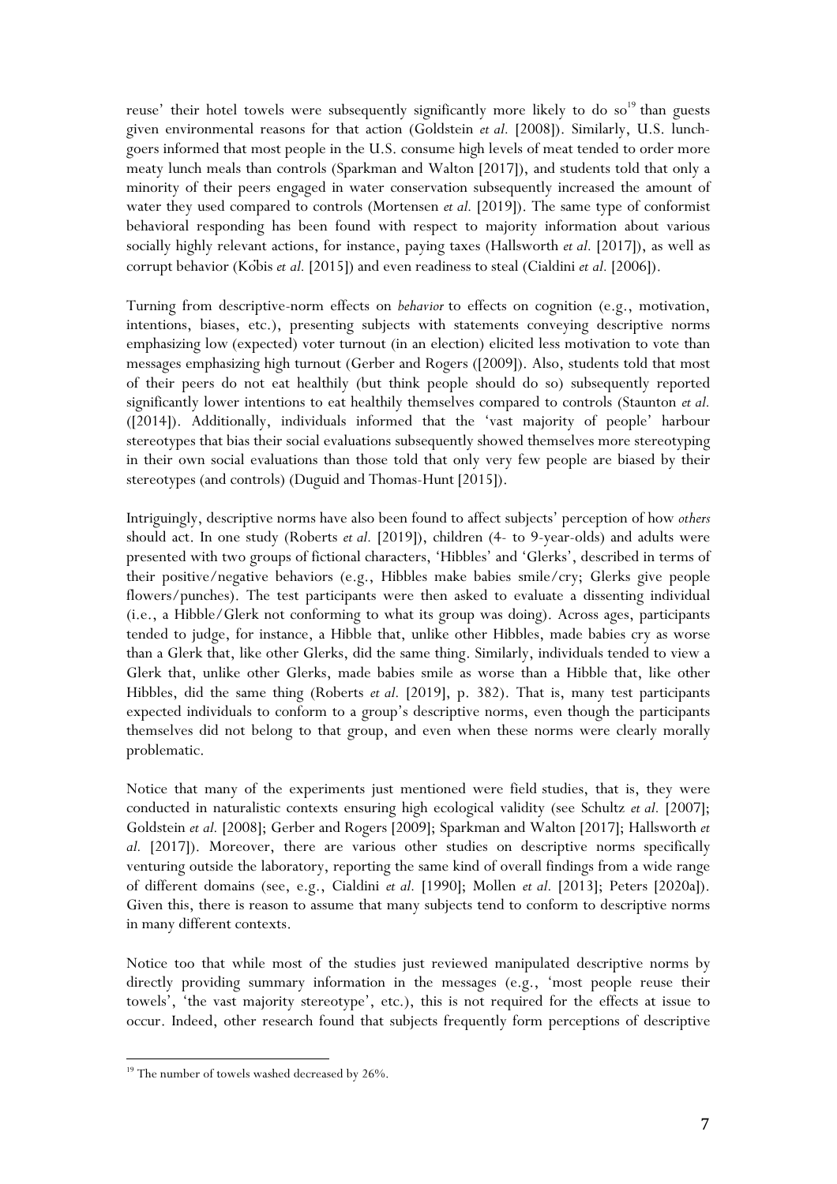reuse' their hotel towels were subsequently significantly more likely to do so[19] than guests given environmental reasons for that action (Goldstein *et al.* [2008]). Similarly, U.S. lunch-goers informed that most people in the U.S. consume high levels of meat tended to order more meaty lunch meals than controls (Sparkman and Walton [2017]), and students told that only a minority of their peers engaged in water conservation subsequently increased the amount of water they used compared to controls (Mortensen *et al.* [2019]). The same type of conformist behavioral responding has been found with respect to majority information about various socially highly relevant actions, for instance, paying taxes (Hallsworth *et al.* [2017]), as well as corrupt behavior (Köbis *et al.* [2015]) and even readiness to steal (Cialdini *et al.* [2006]).

Turning from descriptive-norm effects on *behavior* to effects on cognition (e.g., motivation, intentions, biases, etc.), presenting subjects with statements conveying descriptive norms emphasizing low (expected) voter turnout (in an election) elicited less motivation to vote than messages emphasizing high turnout (Gerber and Rogers ([2009]). Also, students told that most of their peers do not eat healthily (but think people should do so) subsequently reported significantly lower intentions to eat healthily themselves compared to controls (Staunton *et al.* ([2014]). Additionally, individuals informed that the 'vast majority of people' harbour stereotypes that bias their social evaluations subsequently showed themselves more stereotyping in their own social evaluations than those told that only very few people are biased by their stereotypes (and controls) (Duguid and Thomas-Hunt [2015]).

Intriguingly, descriptive norms have also been found to affect subjects' perception of how *others* should act. In one study (Roberts *et al.* [2019]), children (4- to 9-year-olds) and adults were presented with two groups of fictional characters, 'Hibbles' and 'Glerks', described in terms of their positive/negative behaviors (e.g., Hibbles make babies smile/cry; Glerks give people flowers/punches). The test participants were then asked to evaluate a dissenting individual (i.e., a Hibble/Glerk not conforming to what its group was doing). Across ages, participants tended to judge, for instance, a Hibble that, unlike other Hibbles, made babies cry as worse than a Glerk that, like other Glerks, did the same thing. Similarly, individuals tended to view a Glerk that, unlike other Glerks, made babies smile as worse than a Hibble that, like other Hibbles, did the same thing (Roberts *et al.* [2019], p. 382). That is, many test participants expected individuals to conform to a group's descriptive norms, even though the participants themselves did not belong to that group, and even when these norms were clearly morally problematic.

Notice that many of the experiments just mentioned were field studies, that is, they were conducted in naturalistic contexts ensuring high ecological validity (see Schultz *et al.* [2007]; Goldstein *et al.* [2008]; Gerber and Rogers [2009]; Sparkman and Walton [2017]; Hallsworth *et al.* [2017]). Moreover, there are various other studies on descriptive norms specifically venturing outside the laboratory, reporting the same kind of overall findings from a wide range of different domains (see, e.g., Cialdini *et al.* [1990]; Mollen *et al.* [2013]; Peters [2020a]). Given this, there is reason to assume that many subjects tend to conform to descriptive norms in many different contexts.

Notice too that while most of the studies just reviewed manipulated descriptive norms by directly providing summary information in the messages (e.g., 'most people reuse their towels', 'the vast majority stereotype', etc.), this is not required for the effects at issue to occur. Indeed, other research found that subjects frequently form perceptions of descriptive

[19] The number of towels washed decreased by 26%.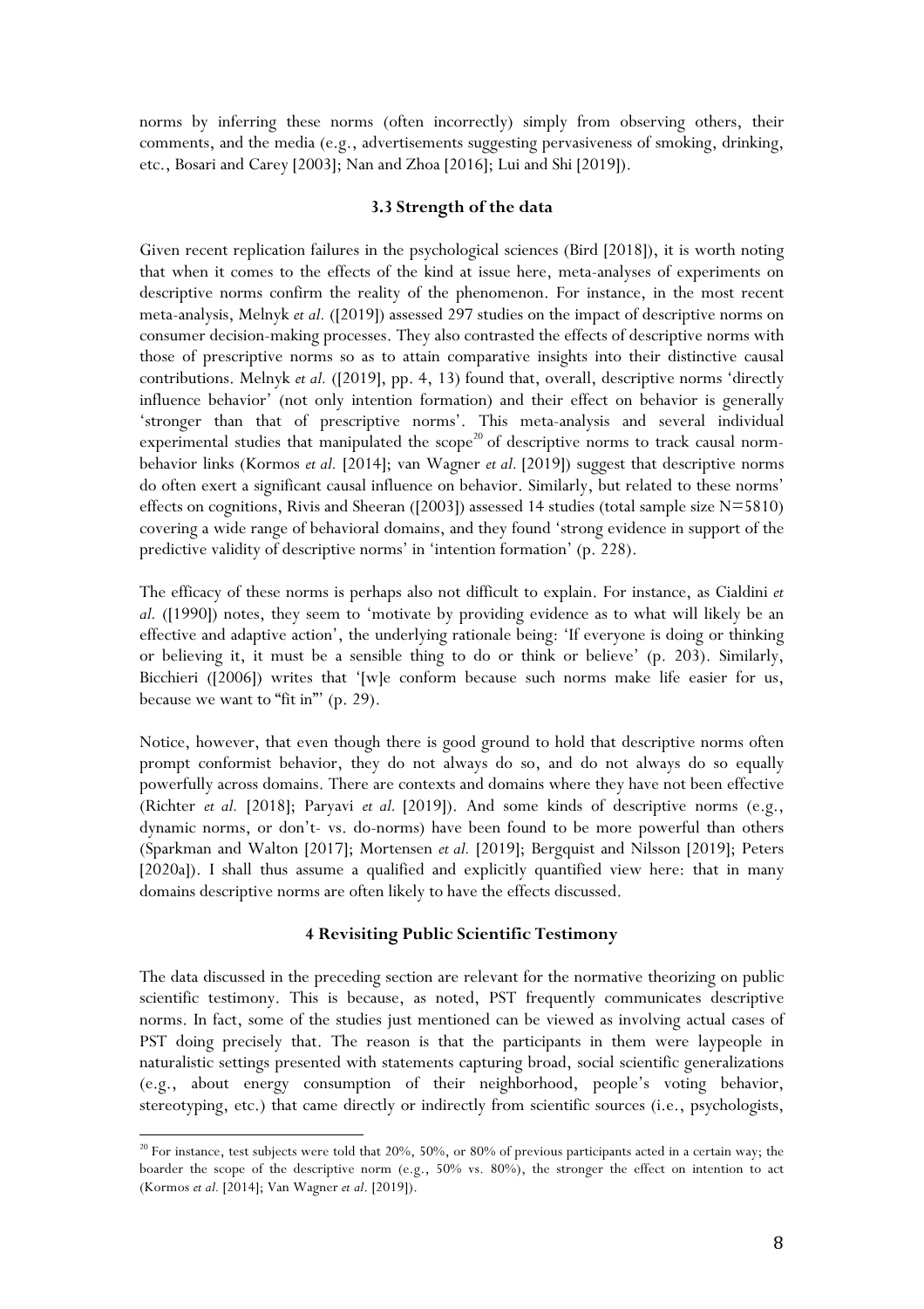norms by inferring these norms (often incorrectly) simply from observing others, their comments, and the media (e.g., advertisements suggesting pervasiveness of smoking, drinking, etc., Bosari and Carey [2003]; Nan and Zhoa [2016]; Lui and Shi [2019]).

### 3.3 Strength of the data

Given recent replication failures in the psychological sciences (Bird [2018]), it is worth noting that when it comes to the effects of the kind at issue here, meta-analyses of experiments on descriptive norms confirm the reality of the phenomenon. For instance, in the most recent meta-analysis, Melnyk *et al.* ([2019]) assessed 297 studies on the impact of descriptive norms on consumer decision-making processes. They also contrasted the effects of descriptive norms with those of prescriptive norms so as to attain comparative insights into their distinctive causal contributions. Melnyk *et al.* ([2019], pp. 4, 13) found that, overall, descriptive norms 'directly influence behavior' (not only intention formation) and their effect on behavior is generally 'stronger than that of prescriptive norms'. This meta-analysis and several individual experimental studies that manipulated the scope[20] of descriptive norms to track causal norm-behavior links (Kormos *et al.* [2014]; van Wagner *et al.* [2019]) suggest that descriptive norms do often exert a significant causal influence on behavior. Similarly, but related to these norms' effects on cognitions, Rivis and Sheeran ([2003]) assessed 14 studies (total sample size N=5810) covering a wide range of behavioral domains, and they found 'strong evidence in support of the predictive validity of descriptive norms' in 'intention formation' (p. 228).

The efficacy of these norms is perhaps also not difficult to explain. For instance, as Cialdini *et al.* ([1990]) notes, they seem to 'motivate by providing evidence as to what will likely be an effective and adaptive action', the underlying rationale being: 'If everyone is doing or thinking or believing it, it must be a sensible thing to do or think or believe' (p. 203). Similarly, Bicchieri ([2006]) writes that '[w]e conform because such norms make life easier for us, because we want to "fit in"' (p. 29).

Notice, however, that even though there is good ground to hold that descriptive norms often prompt conformist behavior, they do not always do so, and do not always do so equally powerfully across domains. There are contexts and domains where they have not been effective (Richter *et al.* [2018]; Paryavi *et al.* [2019]). And some kinds of descriptive norms (e.g., dynamic norms, or don't- vs. do-norms) have been found to be more powerful than others (Sparkman and Walton [2017]; Mortensen *et al.* [2019]; Bergquist and Nilsson [2019]; Peters [2020a]). I shall thus assume a qualified and explicitly quantified view here: that in many domains descriptive norms are often likely to have the effects discussed.

## 4 Revisiting Public Scientific Testimony

The data discussed in the preceding section are relevant for the normative theorizing on public scientific testimony. This is because, as noted, PST frequently communicates descriptive norms. In fact, some of the studies just mentioned can be viewed as involving actual cases of PST doing precisely that. The reason is that the participants in them were laypeople in naturalistic settings presented with statements capturing broad, social scientific generalizations (e.g., about energy consumption of their neighborhood, people's voting behavior, stereotyping, etc.) that came directly or indirectly from scientific sources (i.e., psychologists,

[20] For instance, test subjects were told that 20%, 50%, or 80% of previous participants acted in a certain way; the boarder the scope of the descriptive norm (e.g., 50% vs. 80%), the stronger the effect on intention to act (Kormos *et al.* [2014]; Van Wagner *et al.* [2019]).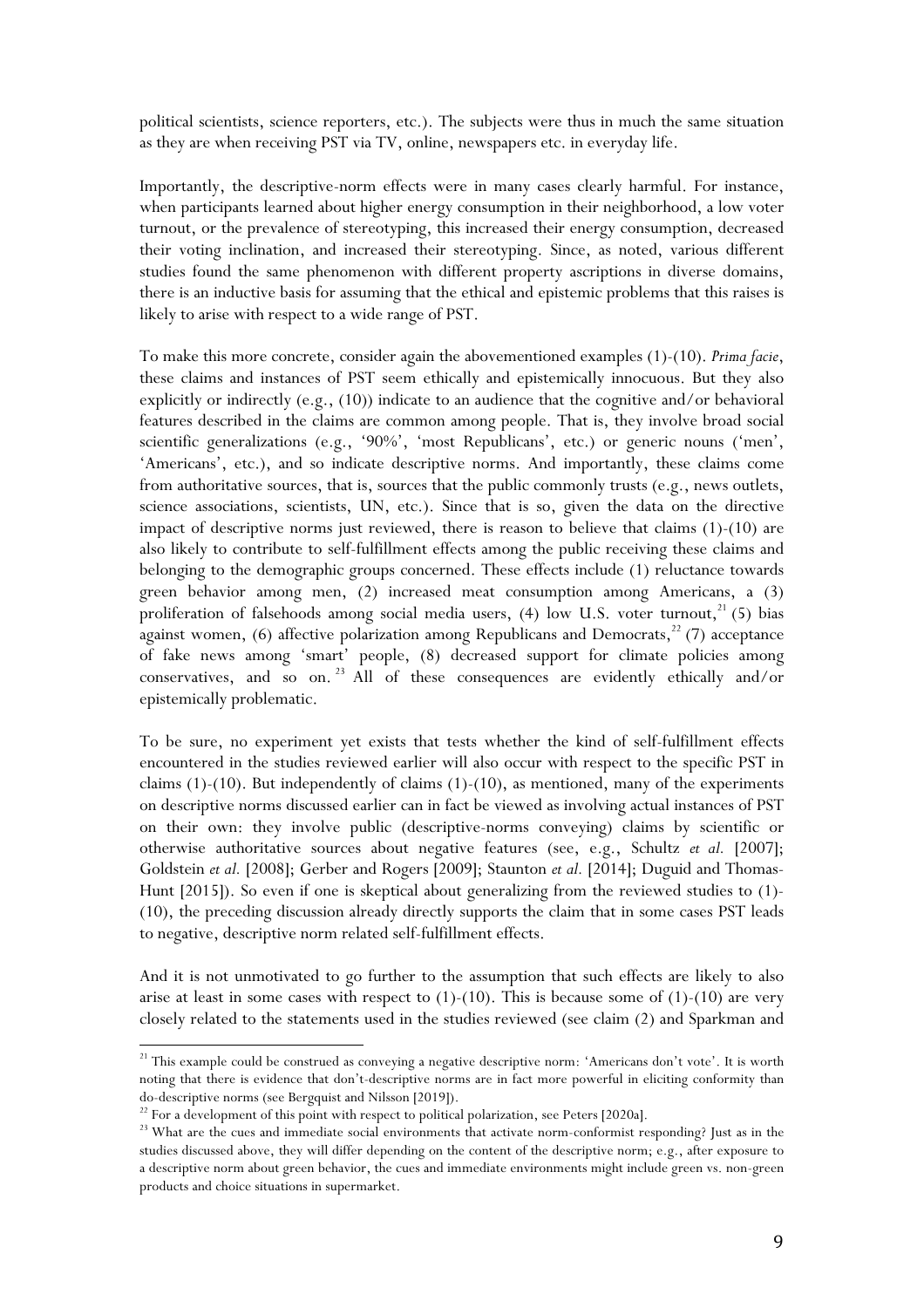political scientists, science reporters, etc.). The subjects were thus in much the same situation as they are when receiving PST via TV, online, newspapers etc. in everyday life.

Importantly, the descriptive-norm effects were in many cases clearly harmful. For instance, when participants learned about higher energy consumption in their neighborhood, a low voter turnout, or the prevalence of stereotyping, this increased their energy consumption, decreased their voting inclination, and increased their stereotyping. Since, as noted, various different studies found the same phenomenon with different property ascriptions in diverse domains, there is an inductive basis for assuming that the ethical and epistemic problems that this raises is likely to arise with respect to a wide range of PST.

To make this more concrete, consider again the abovementioned examples (1)-(10). *Prima facie*, these claims and instances of PST seem ethically and epistemically innocuous. But they also explicitly or indirectly (e.g., (10)) indicate to an audience that the cognitive and/or behavioral features described in the claims are common among people. That is, they involve broad social scientific generalizations (e.g., '90%', 'most Republicans', etc.) or generic nouns ('men', 'Americans', etc.), and so indicate descriptive norms. And importantly, these claims come from authoritative sources, that is, sources that the public commonly trusts (e.g., news outlets, science associations, scientists, UN, etc.). Since that is so, given the data on the directive impact of descriptive norms just reviewed, there is reason to believe that claims (1)-(10) are also likely to contribute to self-fulfillment effects among the public receiving these claims and belonging to the demographic groups concerned. These effects include (1) reluctance towards green behavior among men, (2) increased meat consumption among Americans, a (3) proliferation of falsehoods among social media users, (4) low U.S. voter turnout,[21] (5) bias against women, (6) affective polarization among Republicans and Democrats,[22] (7) acceptance of fake news among 'smart' people, (8) decreased support for climate policies among conservatives, and so on.[23] All of these consequences are evidently ethically and/or epistemically problematic.

To be sure, no experiment yet exists that tests whether the kind of self-fulfillment effects encountered in the studies reviewed earlier will also occur with respect to the specific PST in claims (1)-(10). But independently of claims (1)-(10), as mentioned, many of the experiments on descriptive norms discussed earlier can in fact be viewed as involving actual instances of PST on their own: they involve public (descriptive-norms conveying) claims by scientific or otherwise authoritative sources about negative features (see, e.g., Schultz *et al.* [2007]; Goldstein *et al.* [2008]; Gerber and Rogers [2009]; Staunton *et al.* [2014]; Duguid and Thomas-Hunt [2015]). So even if one is skeptical about generalizing from the reviewed studies to (1)-(10), the preceding discussion already directly supports the claim that in some cases PST leads to negative, descriptive norm related self-fulfillment effects.

And it is not unmotivated to go further to the assumption that such effects are likely to also arise at least in some cases with respect to (1)-(10). This is because some of (1)-(10) are very closely related to the statements used in the studies reviewed (see claim (2) and Sparkman and

---

[21] This example could be construed as conveying a negative descriptive norm: 'Americans don't vote'. It is worth noting that there is evidence that don't-descriptive norms are in fact more powerful in eliciting conformity than do-descriptive norms (see Bergquist and Nilsson [2019]).

[22] For a development of this point with respect to political polarization, see Peters [2020a].

[23] What are the cues and immediate social environments that activate norm-conformist responding? Just as in the studies discussed above, they will differ depending on the content of the descriptive norm; e.g., after exposure to a descriptive norm about green behavior, the cues and immediate environments might include green vs. non-green products and choice situations in supermarket.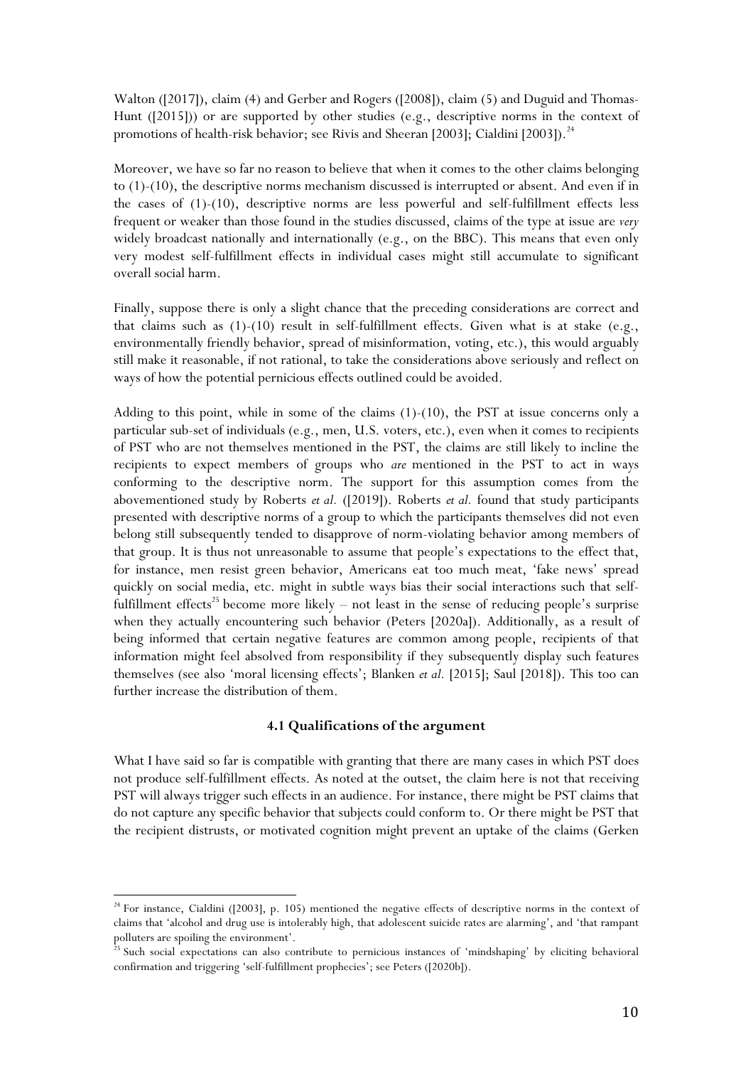Walton ([2017]), claim (4) and Gerber and Rogers ([2008]), claim (5) and Duguid and Thomas-Hunt ([2015])) or are supported by other studies (e.g., descriptive norms in the context of promotions of health-risk behavior; see Rivis and Sheeran [2003]; Cialdini [2003]).[24]

Moreover, we have so far no reason to believe that when it comes to the other claims belonging to (1)-(10), the descriptive norms mechanism discussed is interrupted or absent. And even if in the cases of (1)-(10), descriptive norms are less powerful and self-fulfillment effects less frequent or weaker than those found in the studies discussed, claims of the type at issue are *very* widely broadcast nationally and internationally (e.g., on the BBC). This means that even only very modest self-fulfillment effects in individual cases might still accumulate to significant overall social harm.

Finally, suppose there is only a slight chance that the preceding considerations are correct and that claims such as (1)-(10) result in self-fulfillment effects. Given what is at stake (e.g., environmentally friendly behavior, spread of misinformation, voting, etc.), this would arguably still make it reasonable, if not rational, to take the considerations above seriously and reflect on ways of how the potential pernicious effects outlined could be avoided.

Adding to this point, while in some of the claims (1)-(10), the PST at issue concerns only a particular sub-set of individuals (e.g., men, U.S. voters, etc.), even when it comes to recipients of PST who are not themselves mentioned in the PST, the claims are still likely to incline the recipients to expect members of groups who *are* mentioned in the PST to act in ways conforming to the descriptive norm. The support for this assumption comes from the abovementioned study by Roberts *et al.* ([2019]). Roberts *et al.* found that study participants presented with descriptive norms of a group to which the participants themselves did not even belong still subsequently tended to disapprove of norm-violating behavior among members of that group. It is thus not unreasonable to assume that people's expectations to the effect that, for instance, men resist green behavior, Americans eat too much meat, 'fake news' spread quickly on social media, etc. might in subtle ways bias their social interactions such that self-fulfillment effects[25] become more likely – not least in the sense of reducing people's surprise when they actually encountering such behavior (Peters [2020a]). Additionally, as a result of being informed that certain negative features are common among people, recipients of that information might feel absolved from responsibility if they subsequently display such features themselves (see also 'moral licensing effects'; Blanken *et al.* [2015]; Saul [2018]). This too can further increase the distribution of them.

### 4.1 Qualifications of the argument

What I have said so far is compatible with granting that there are many cases in which PST does not produce self-fulfillment effects. As noted at the outset, the claim here is not that receiving PST will always trigger such effects in an audience. For instance, there might be PST claims that do not capture any specific behavior that subjects could conform to. Or there might be PST that the recipient distrusts, or motivated cognition might prevent an uptake of the claims (Gerken

---

[24] For instance, Cialdini ([2003], p. 105) mentioned the negative effects of descriptive norms in the context of claims that 'alcohol and drug use is intolerably high, that adolescent suicide rates are alarming', and 'that rampant polluters are spoiling the environment'.

[25] Such social expectations can also contribute to pernicious instances of 'mindshaping' by eliciting behavioral confirmation and triggering 'self-fulfillment prophecies'; see Peters ([2020b]).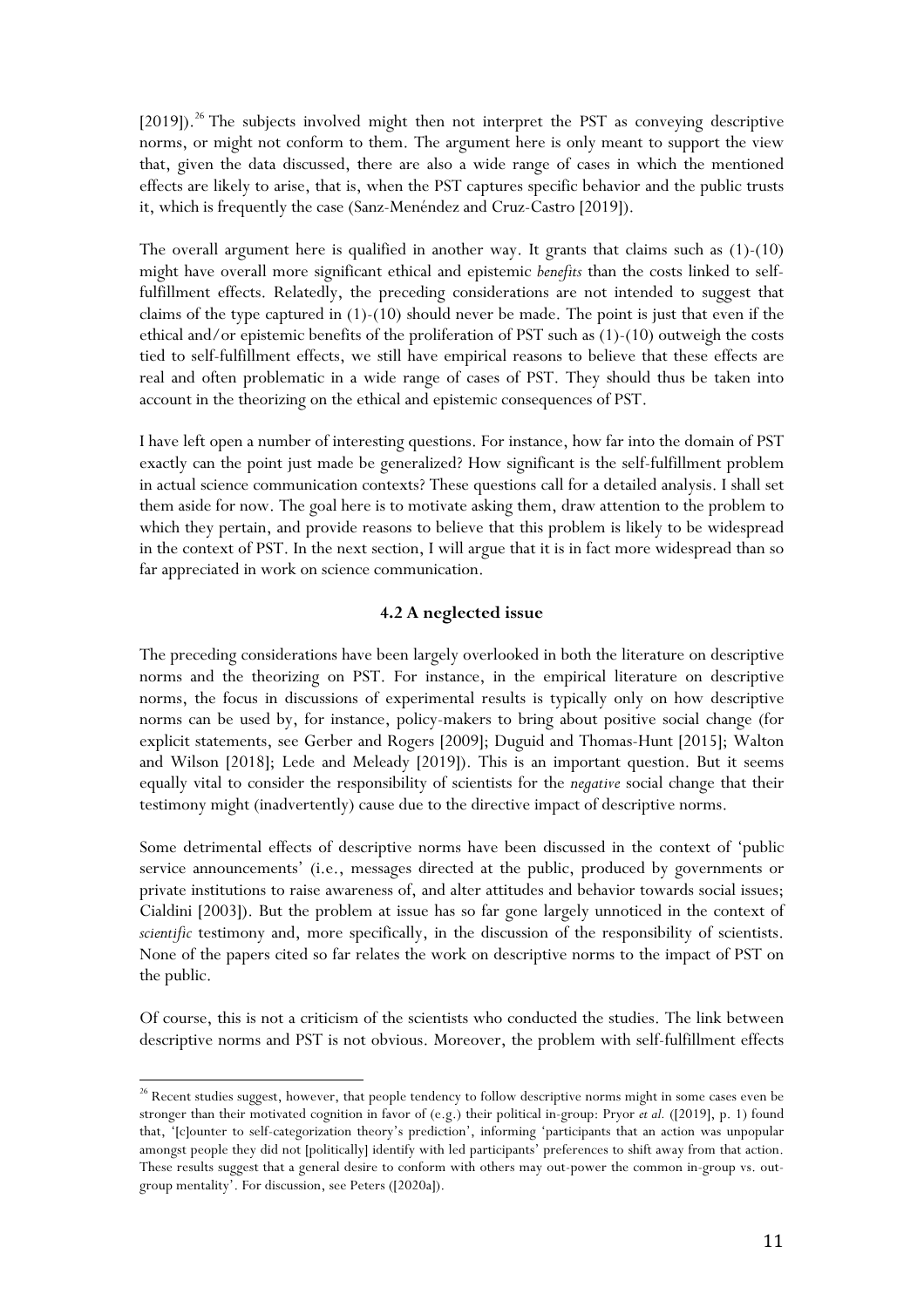[2019]).[26] The subjects involved might then not interpret the PST as conveying descriptive norms, or might not conform to them. The argument here is only meant to support the view that, given the data discussed, there are also a wide range of cases in which the mentioned effects are likely to arise, that is, when the PST captures specific behavior and the public trusts it, which is frequently the case (Sanz-Menéndez and Cruz-Castro [2019]).

The overall argument here is qualified in another way. It grants that claims such as (1)-(10) might have overall more significant ethical and epistemic *benefits* than the costs linked to self-fulfillment effects. Relatedly, the preceding considerations are not intended to suggest that claims of the type captured in (1)-(10) should never be made. The point is just that even if the ethical and/or epistemic benefits of the proliferation of PST such as (1)-(10) outweigh the costs tied to self-fulfillment effects, we still have empirical reasons to believe that these effects are real and often problematic in a wide range of cases of PST. They should thus be taken into account in the theorizing on the ethical and epistemic consequences of PST.

I have left open a number of interesting questions. For instance, how far into the domain of PST exactly can the point just made be generalized? How significant is the self-fulfillment problem in actual science communication contexts? These questions call for a detailed analysis. I shall set them aside for now. The goal here is to motivate asking them, draw attention to the problem to which they pertain, and provide reasons to believe that this problem is likely to be widespread in the context of PST. In the next section, I will argue that it is in fact more widespread than so far appreciated in work on science communication.

### 4.2 A neglected issue

The preceding considerations have been largely overlooked in both the literature on descriptive norms and the theorizing on PST. For instance, in the empirical literature on descriptive norms, the focus in discussions of experimental results is typically only on how descriptive norms can be used by, for instance, policy-makers to bring about positive social change (for explicit statements, see Gerber and Rogers [2009]; Duguid and Thomas-Hunt [2015]; Walton and Wilson [2018]; Lede and Meleady [2019]). This is an important question. But it seems equally vital to consider the responsibility of scientists for the *negative* social change that their testimony might (inadvertently) cause due to the directive impact of descriptive norms.

Some detrimental effects of descriptive norms have been discussed in the context of 'public service announcements' (i.e., messages directed at the public, produced by governments or private institutions to raise awareness of, and alter attitudes and behavior towards social issues; Cialdini [2003]). But the problem at issue has so far gone largely unnoticed in the context of *scientific* testimony and, more specifically, in the discussion of the responsibility of scientists. None of the papers cited so far relates the work on descriptive norms to the impact of PST on the public.

Of course, this is not a criticism of the scientists who conducted the studies. The link between descriptive norms and PST is not obvious. Moreover, the problem with self-fulfillment effects

[26] Recent studies suggest, however, that people tendency to follow descriptive norms might in some cases even be stronger than their motivated cognition in favor of (e.g.) their political in-group: Pryor *et al.* ([2019], p. 1) found that, '[c]ounter to self-categorization theory's prediction', informing 'participants that an action was unpopular amongst people they did not [politically] identify with led participants' preferences to shift away from that action. These results suggest that a general desire to conform with others may out-power the common in-group vs. out-group mentality'. For discussion, see Peters ([2020a]).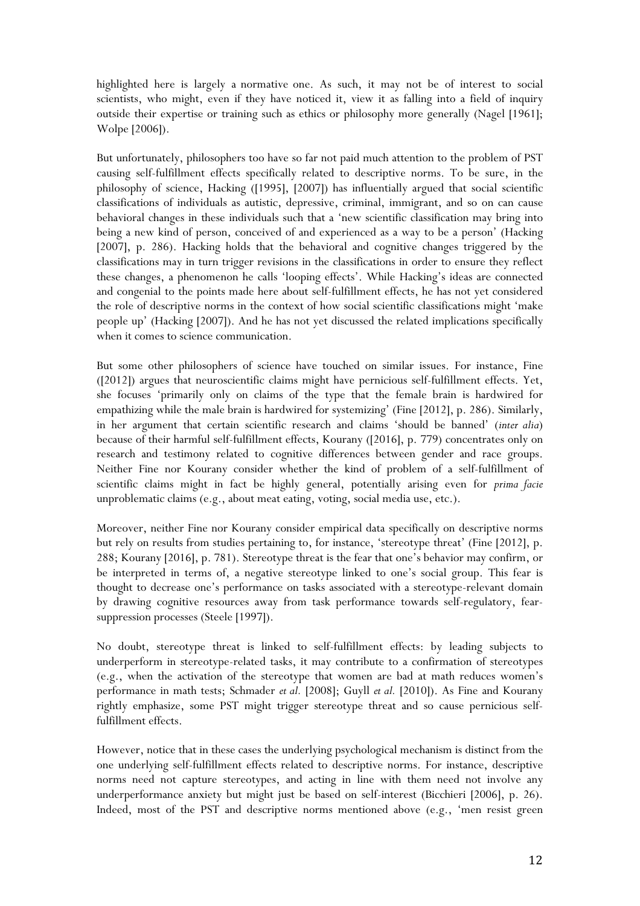highlighted here is largely a normative one. As such, it may not be of interest to social scientists, who might, even if they have noticed it, view it as falling into a field of inquiry outside their expertise or training such as ethics or philosophy more generally (Nagel [1961]; Wolpe [2006]).

But unfortunately, philosophers too have so far not paid much attention to the problem of PST causing self-fulfillment effects specifically related to descriptive norms. To be sure, in the philosophy of science, Hacking ([1995], [2007]) has influentially argued that social scientific classifications of individuals as autistic, depressive, criminal, immigrant, and so on can cause behavioral changes in these individuals such that a 'new scientific classification may bring into being a new kind of person, conceived of and experienced as a way to be a person' (Hacking [2007], p. 286). Hacking holds that the behavioral and cognitive changes triggered by the classifications may in turn trigger revisions in the classifications in order to ensure they reflect these changes, a phenomenon he calls 'looping effects'. While Hacking's ideas are connected and congenial to the points made here about self-fulfillment effects, he has not yet considered the role of descriptive norms in the context of how social scientific classifications might 'make people up' (Hacking [2007]). And he has not yet discussed the related implications specifically when it comes to science communication.

But some other philosophers of science have touched on similar issues. For instance, Fine ([2012]) argues that neuroscientific claims might have pernicious self-fulfillment effects. Yet, she focuses 'primarily only on claims of the type that the female brain is hardwired for empathizing while the male brain is hardwired for systemizing' (Fine [2012], p. 286). Similarly, in her argument that certain scientific research and claims 'should be banned' (*inter alia*) because of their harmful self-fulfillment effects, Kourany ([2016], p. 779) concentrates only on research and testimony related to cognitive differences between gender and race groups. Neither Fine nor Kourany consider whether the kind of problem of a self-fulfillment of scientific claims might in fact be highly general, potentially arising even for *prima facie* unproblematic claims (e.g., about meat eating, voting, social media use, etc.).

Moreover, neither Fine nor Kourany consider empirical data specifically on descriptive norms but rely on results from studies pertaining to, for instance, 'stereotype threat' (Fine [2012], p. 288; Kourany [2016], p. 781). Stereotype threat is the fear that one's behavior may confirm, or be interpreted in terms of, a negative stereotype linked to one's social group. This fear is thought to decrease one's performance on tasks associated with a stereotype-relevant domain by drawing cognitive resources away from task performance towards self-regulatory, fear-suppression processes (Steele [1997]).

No doubt, stereotype threat is linked to self-fulfillment effects: by leading subjects to underperform in stereotype-related tasks, it may contribute to a confirmation of stereotypes (e.g., when the activation of the stereotype that women are bad at math reduces women's performance in math tests; Schmader *et al.* [2008]; Guyll *et al.* [2010]). As Fine and Kourany rightly emphasize, some PST might trigger stereotype threat and so cause pernicious self-fulfillment effects.

However, notice that in these cases the underlying psychological mechanism is distinct from the one underlying self-fulfillment effects related to descriptive norms. For instance, descriptive norms need not capture stereotypes, and acting in line with them need not involve any underperformance anxiety but might just be based on self-interest (Bicchieri [2006], p. 26). Indeed, most of the PST and descriptive norms mentioned above (e.g., 'men resist green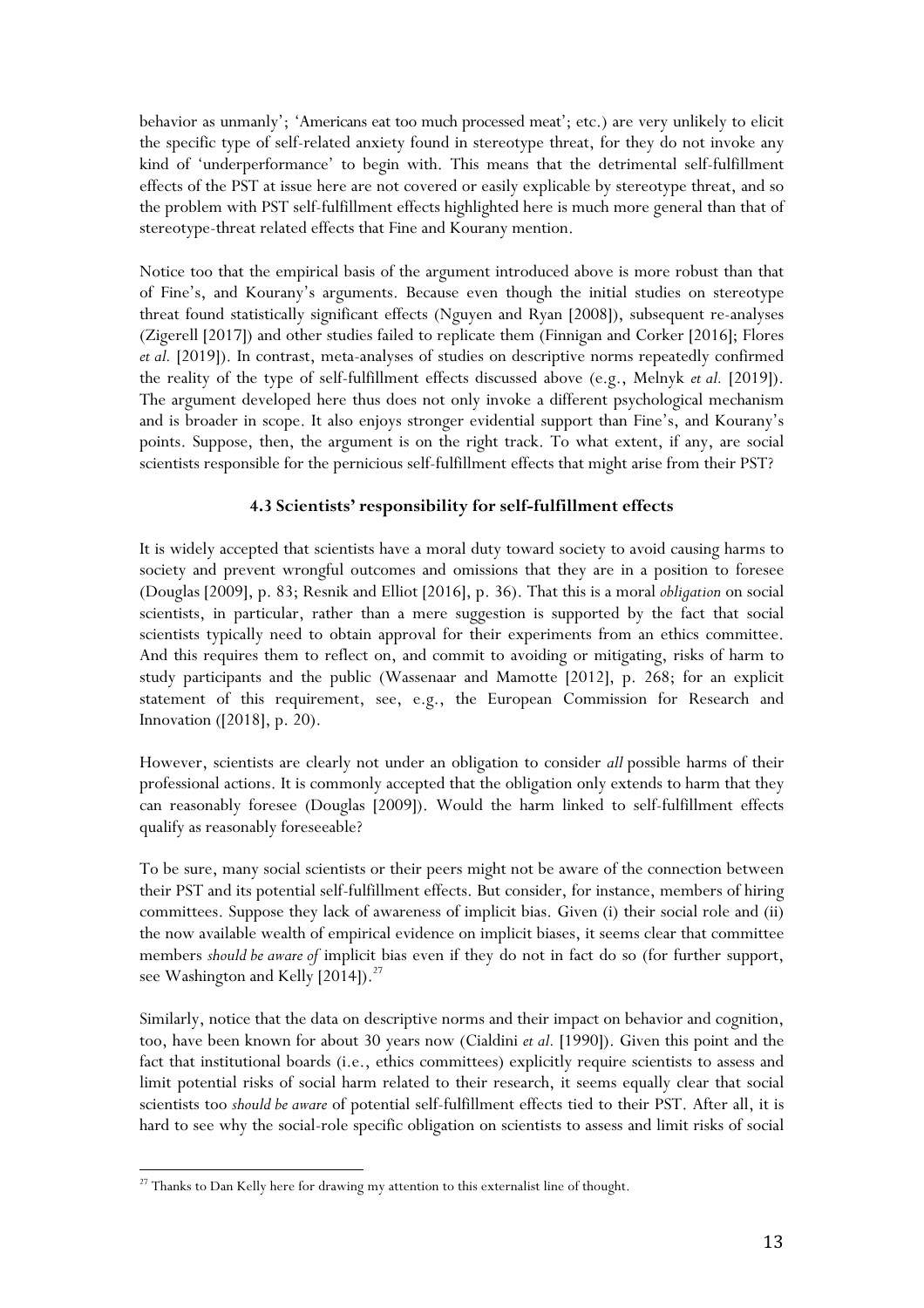behavior as unmanly'; 'Americans eat too much processed meat'; etc.) are very unlikely to elicit the specific type of self-related anxiety found in stereotype threat, for they do not invoke any kind of 'underperformance' to begin with. This means that the detrimental self-fulfillment effects of the PST at issue here are not covered or easily explicable by stereotype threat, and so the problem with PST self-fulfillment effects highlighted here is much more general than that of stereotype-threat related effects that Fine and Kourany mention.

Notice too that the empirical basis of the argument introduced above is more robust than that of Fine's, and Kourany's arguments. Because even though the initial studies on stereotype threat found statistically significant effects (Nguyen and Ryan [2008]), subsequent re-analyses (Zigerell [2017]) and other studies failed to replicate them (Finnigan and Corker [2016]; Flores *et al.* [2019]). In contrast, meta-analyses of studies on descriptive norms repeatedly confirmed the reality of the type of self-fulfillment effects discussed above (e.g., Melnyk *et al.* [2019]). The argument developed here thus does not only invoke a different psychological mechanism and is broader in scope. It also enjoys stronger evidential support than Fine's, and Kourany's points. Suppose, then, the argument is on the right track. To what extent, if any, are social scientists responsible for the pernicious self-fulfillment effects that might arise from their PST?

### 4.3 Scientists' responsibility for self-fulfillment effects

It is widely accepted that scientists have a moral duty toward society to avoid causing harms to society and prevent wrongful outcomes and omissions that they are in a position to foresee (Douglas [2009], p. 83; Resnik and Elliot [2016], p. 36). That this is a moral *obligation* on social scientists, in particular, rather than a mere suggestion is supported by the fact that social scientists typically need to obtain approval for their experiments from an ethics committee. And this requires them to reflect on, and commit to avoiding or mitigating, risks of harm to study participants and the public (Wassenaar and Mamotte [2012], p. 268; for an explicit statement of this requirement, see, e.g., the European Commission for Research and Innovation ([2018], p. 20).

However, scientists are clearly not under an obligation to consider *all* possible harms of their professional actions. It is commonly accepted that the obligation only extends to harm that they can reasonably foresee (Douglas [2009]). Would the harm linked to self-fulfillment effects qualify as reasonably foreseeable?

To be sure, many social scientists or their peers might not be aware of the connection between their PST and its potential self-fulfillment effects. But consider, for instance, members of hiring committees. Suppose they lack of awareness of implicit bias. Given (i) their social role and (ii) the now available wealth of empirical evidence on implicit biases, it seems clear that committee members *should be aware of* implicit bias even if they do not in fact do so (for further support, see Washington and Kelly [2014]).[27]

Similarly, notice that the data on descriptive norms and their impact on behavior and cognition, too, have been known for about 30 years now (Cialdini *et al.* [1990]). Given this point and the fact that institutional boards (i.e., ethics committees) explicitly require scientists to assess and limit potential risks of social harm related to their research, it seems equally clear that social scientists too *should be aware* of potential self-fulfillment effects tied to their PST. After all, it is hard to see why the social-role specific obligation on scientists to assess and limit risks of social

[27] Thanks to Dan Kelly here for drawing my attention to this externalist line of thought.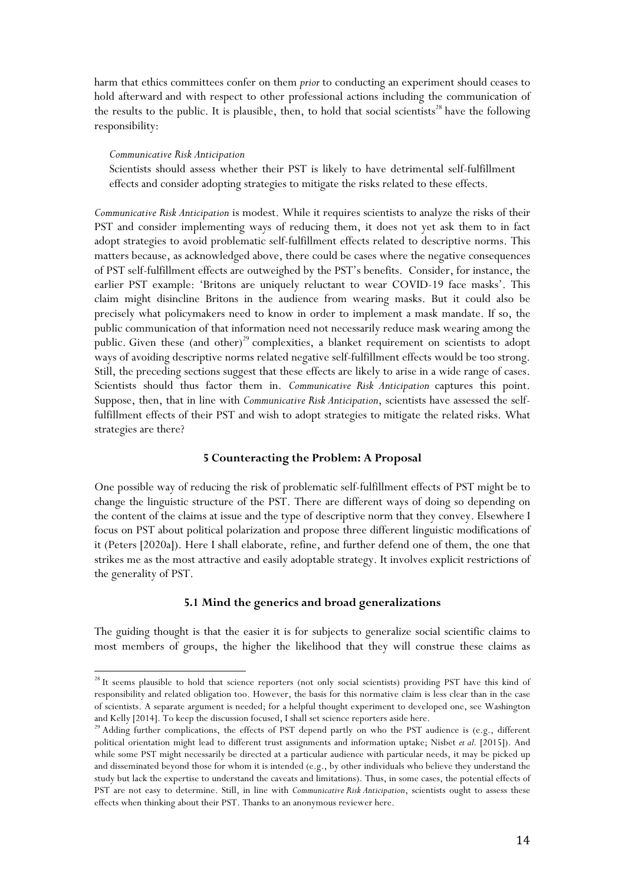harm that ethics committees confer on them *prior* to conducting an experiment should ceases to hold afterward and with respect to other professional actions including the communication of the results to the public. It is plausible, then, to hold that social scientists[28] have the following responsibility:

> *Communicative Risk Anticipation*
> Scientists should assess whether their PST is likely to have detrimental self-fulfillment effects and consider adopting strategies to mitigate the risks related to these effects.

*Communicative Risk Anticipation* is modest. While it requires scientists to analyze the risks of their PST and consider implementing ways of reducing them, it does not yet ask them to in fact adopt strategies to avoid problematic self-fulfillment effects related to descriptive norms. This matters because, as acknowledged above, there could be cases where the negative consequences of PST self-fulfillment effects are outweighed by the PST's benefits. Consider, for instance, the earlier PST example: 'Britons are uniquely reluctant to wear COVID-19 face masks'. This claim might disincline Britons in the audience from wearing masks. But it could also be precisely what policymakers need to know in order to implement a mask mandate. If so, the public communication of that information need not necessarily reduce mask wearing among the public. Given these (and other)[29] complexities, a blanket requirement on scientists to adopt ways of avoiding descriptive norms related negative self-fulfillment effects would be too strong. Still, the preceding sections suggest that these effects are likely to arise in a wide range of cases. Scientists should thus factor them in. *Communicative Risk Anticipation* captures this point. Suppose, then, that in line with *Communicative Risk Anticipation*, scientists have assessed the self-fulfillment effects of their PST and wish to adopt strategies to mitigate the related risks. What strategies are there?

## 5 Counteracting the Problem: A Proposal

One possible way of reducing the risk of problematic self-fulfillment effects of PST might be to change the linguistic structure of the PST. There are different ways of doing so depending on the content of the claims at issue and the type of descriptive norm that they convey. Elsewhere I focus on PST about political polarization and propose three different linguistic modifications of it (Peters [2020a]). Here I shall elaborate, refine, and further defend one of them, the one that strikes me as the most attractive and easily adoptable strategy. It involves explicit restrictions of the generality of PST.

### 5.1 Mind the generics and broad generalizations

The guiding thought is that the easier it is for subjects to generalize social scientific claims to most members of groups, the higher the likelihood that they will construe these claims as

---

[28] It seems plausible to hold that science reporters (not only social scientists) providing PST have this kind of responsibility and related obligation too. However, the basis for this normative claim is less clear than in the case of scientists. A separate argument is needed; for a helpful thought experiment to developed one, see Washington and Kelly [2014]. To keep the discussion focused, I shall set science reporters aside here.

[29] Adding further complications, the effects of PST depend partly on who the PST audience is (e.g., different political orientation might lead to different trust assignments and information uptake; Nisbet *et al.* [2015]). And while some PST might necessarily be directed at a particular audience with particular needs, it may be picked up and disseminated beyond those for whom it is intended (e.g., by other individuals who believe they understand the study but lack the expertise to understand the caveats and limitations). Thus, in some cases, the potential effects of PST are not easy to determine. Still, in line with *Communicative Risk Anticipation*, scientists ought to assess these effects when thinking about their PST. Thanks to an anonymous reviewer here.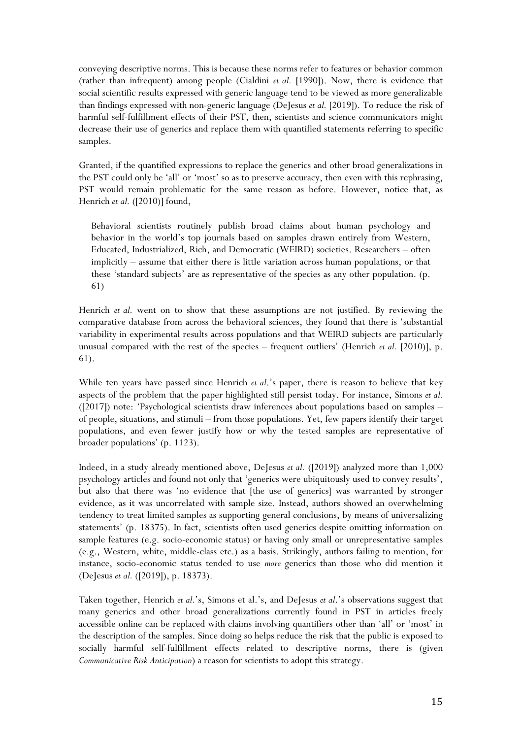conveying descriptive norms. This is because these norms refer to features or behavior common (rather than infrequent) among people (Cialdini *et al.* [1990]). Now, there is evidence that social scientific results expressed with generic language tend to be viewed as more generalizable than findings expressed with non-generic language (DeJesus *et al.* [2019]). To reduce the risk of harmful self-fulfillment effects of their PST, then, scientists and science communicators might decrease their use of generics and replace them with quantified statements referring to specific samples.

Granted, if the quantified expressions to replace the generics and other broad generalizations in the PST could only be 'all' or 'most' so as to preserve accuracy, then even with this rephrasing, PST would remain problematic for the same reason as before. However, notice that, as Henrich *et al.* ([2010)] found,

> Behavioral scientists routinely publish broad claims about human psychology and behavior in the world's top journals based on samples drawn entirely from Western, Educated, Industrialized, Rich, and Democratic (WEIRD) societies. Researchers – often implicitly – assume that either there is little variation across human populations, or that these 'standard subjects' are as representative of the species as any other population. (p. 61)

Henrich *et al.* went on to show that these assumptions are not justified. By reviewing the comparative database from across the behavioral sciences, they found that there is 'substantial variability in experimental results across populations and that WEIRD subjects are particularly unusual compared with the rest of the species – frequent outliers' (Henrich *et al.* [2010)], p. 61).

While ten years have passed since Henrich *et al*.'s paper, there is reason to believe that key aspects of the problem that the paper highlighted still persist today. For instance, Simons *et al.* ([2017]) note: 'Psychological scientists draw inferences about populations based on samples – of people, situations, and stimuli – from those populations. Yet, few papers identify their target populations, and even fewer justify how or why the tested samples are representative of broader populations' (p. 1123).

Indeed, in a study already mentioned above, DeJesus *et al.* ([2019]) analyzed more than 1,000 psychology articles and found not only that 'generics were ubiquitously used to convey results', but also that there was 'no evidence that [the use of generics] was warranted by stronger evidence, as it was uncorrelated with sample size. Instead, authors showed an overwhelming tendency to treat limited samples as supporting general conclusions, by means of universalizing statements' (p. 18375). In fact, scientists often used generics despite omitting information on sample features (e.g. socio-economic status) or having only small or unrepresentative samples (e.g., Western, white, middle-class etc.) as a basis. Strikingly, authors failing to mention, for instance, socio-economic status tended to use *more* generics than those who did mention it (DeJesus *et al.* ([2019]), p. 18373).

Taken together, Henrich *et al.*'s, Simons et al.'s, and DeJesus *et al*.'s observations suggest that many generics and other broad generalizations currently found in PST in articles freely accessible online can be replaced with claims involving quantifiers other than 'all' or 'most' in the description of the samples. Since doing so helps reduce the risk that the public is exposed to socially harmful self-fulfillment effects related to descriptive norms, there is (given *Communicative Risk Anticipation*) a reason for scientists to adopt this strategy.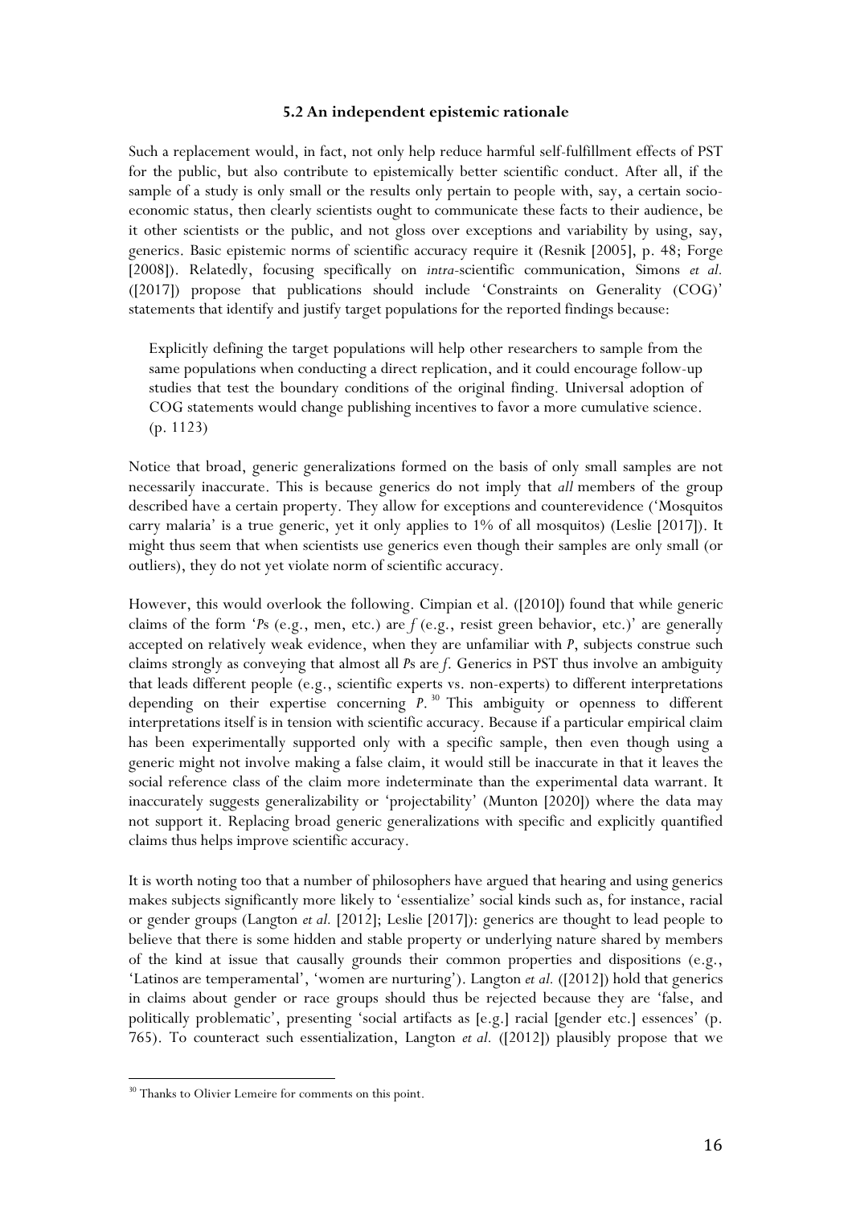### 5.2 An independent epistemic rationale

Such a replacement would, in fact, not only help reduce harmful self-fulfillment effects of PST for the public, but also contribute to epistemically better scientific conduct. After all, if the sample of a study is only small or the results only pertain to people with, say, a certain socio-economic status, then clearly scientists ought to communicate these facts to their audience, be it other scientists or the public, and not gloss over exceptions and variability by using, say, generics. Basic epistemic norms of scientific accuracy require it (Resnik [2005], p. 48; Forge [2008]). Relatedly, focusing specifically on *intra*-scientific communication, Simons *et al.* ([2017]) propose that publications should include 'Constraints on Generality (COG)' statements that identify and justify target populations for the reported findings because:

> Explicitly defining the target populations will help other researchers to sample from the same populations when conducting a direct replication, and it could encourage follow-up studies that test the boundary conditions of the original finding. Universal adoption of COG statements would change publishing incentives to favor a more cumulative science. (p. 1123)

Notice that broad, generic generalizations formed on the basis of only small samples are not necessarily inaccurate. This is because generics do not imply that *all* members of the group described have a certain property. They allow for exceptions and counterevidence ('Mosquitos carry malaria' is a true generic, yet it only applies to 1% of all mosquitos) (Leslie [2017]). It might thus seem that when scientists use generics even though their samples are only small (or outliers), they do not yet violate norm of scientific accuracy.

However, this would overlook the following. Cimpian et al. ([2010]) found that while generic claims of the form '*P*s (e.g., men, etc.) are *f* (e.g., resist green behavior, etc.)' are generally accepted on relatively weak evidence, when they are unfamiliar with *P*, subjects construe such claims strongly as conveying that almost all *P*s are *f*. Generics in PST thus involve an ambiguity that leads different people (e.g., scientific experts vs. non-experts) to different interpretations depending on their expertise concerning *P*.[30] This ambiguity or openness to different interpretations itself is in tension with scientific accuracy. Because if a particular empirical claim has been experimentally supported only with a specific sample, then even though using a generic might not involve making a false claim, it would still be inaccurate in that it leaves the social reference class of the claim more indeterminate than the experimental data warrant. It inaccurately suggests generalizability or 'projectability' (Munton [2020]) where the data may not support it. Replacing broad generic generalizations with specific and explicitly quantified claims thus helps improve scientific accuracy.

It is worth noting too that a number of philosophers have argued that hearing and using generics makes subjects significantly more likely to 'essentialize' social kinds such as, for instance, racial or gender groups (Langton *et al.* [2012]; Leslie [2017]): generics are thought to lead people to believe that there is some hidden and stable property or underlying nature shared by members of the kind at issue that causally grounds their common properties and dispositions (e.g., 'Latinos are temperamental', 'women are nurturing'). Langton *et al.* ([2012]) hold that generics in claims about gender or race groups should thus be rejected because they are 'false, and politically problematic', presenting 'social artifacts as [e.g.] racial [gender etc.] essences' (p. 765). To counteract such essentialization, Langton *et al.* ([2012]) plausibly propose that we

---

[30] Thanks to Olivier Lemeire for comments on this point.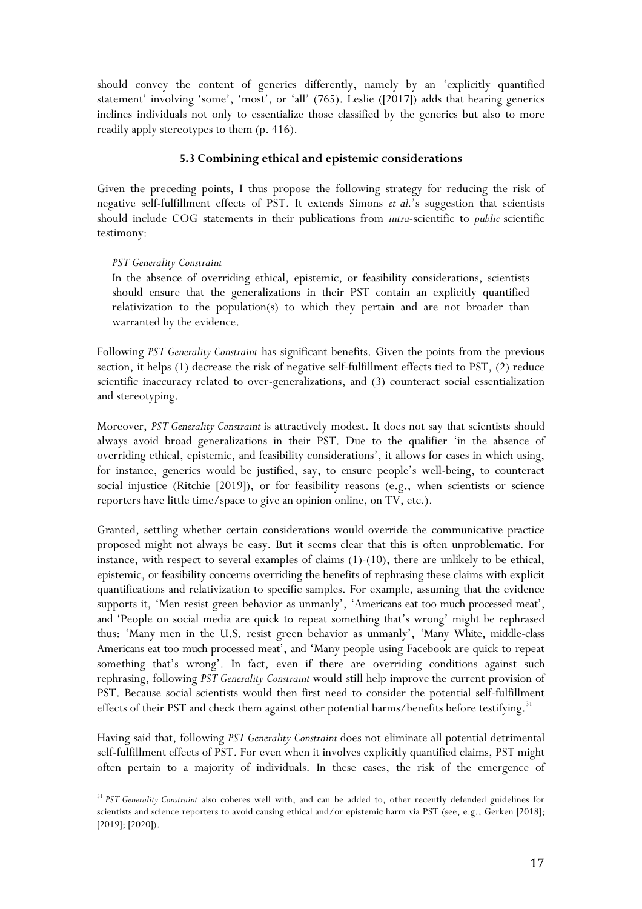should convey the content of generics differently, namely by an 'explicitly quantified statement' involving 'some', 'most', or 'all' (765). Leslie ([2017]) adds that hearing generics inclines individuals not only to essentialize those classified by the generics but also to more readily apply stereotypes to them (p. 416).

### 5.3 Combining ethical and epistemic considerations

Given the preceding points, I thus propose the following strategy for reducing the risk of negative self-fulfillment effects of PST. It extends Simons *et al.*'s suggestion that scientists should include COG statements in their publications from *intra*-scientific to *public* scientific testimony:

> *PST Generality Constraint*
>
> In the absence of overriding ethical, epistemic, or feasibility considerations, scientists should ensure that the generalizations in their PST contain an explicitly quantified relativization to the population(s) to which they pertain and are not broader than warranted by the evidence.

Following *PST Generality Constraint* has significant benefits. Given the points from the previous section, it helps (1) decrease the risk of negative self-fulfillment effects tied to PST, (2) reduce scientific inaccuracy related to over-generalizations, and (3) counteract social essentialization and stereotyping.

Moreover, *PST Generality Constraint* is attractively modest. It does not say that scientists should always avoid broad generalizations in their PST. Due to the qualifier 'in the absence of overriding ethical, epistemic, and feasibility considerations', it allows for cases in which using, for instance, generics would be justified, say, to ensure people's well-being, to counteract social injustice (Ritchie [2019]), or for feasibility reasons (e.g., when scientists or science reporters have little time/space to give an opinion online, on TV, etc.).

Granted, settling whether certain considerations would override the communicative practice proposed might not always be easy. But it seems clear that this is often unproblematic. For instance, with respect to several examples of claims (1)-(10), there are unlikely to be ethical, epistemic, or feasibility concerns overriding the benefits of rephrasing these claims with explicit quantifications and relativization to specific samples. For example, assuming that the evidence supports it, 'Men resist green behavior as unmanly', 'Americans eat too much processed meat', and 'People on social media are quick to repeat something that's wrong' might be rephrased thus: 'Many men in the U.S. resist green behavior as unmanly', 'Many White, middle-class Americans eat too much processed meat', and 'Many people using Facebook are quick to repeat something that's wrong'. In fact, even if there are overriding conditions against such rephrasing, following *PST Generality Constraint* would still help improve the current provision of PST. Because social scientists would then first need to consider the potential self-fulfillment effects of their PST and check them against other potential harms/benefits before testifying.[31]

Having said that, following *PST Generality Constraint* does not eliminate all potential detrimental self-fulfillment effects of PST. For even when it involves explicitly quantified claims, PST might often pertain to a majority of individuals. In these cases, the risk of the emergence of

[31] *PST Generality Constraint* also coheres well with, and can be added to, other recently defended guidelines for scientists and science reporters to avoid causing ethical and/or epistemic harm via PST (see, e.g., Gerken [2018]; [2019]; [2020]).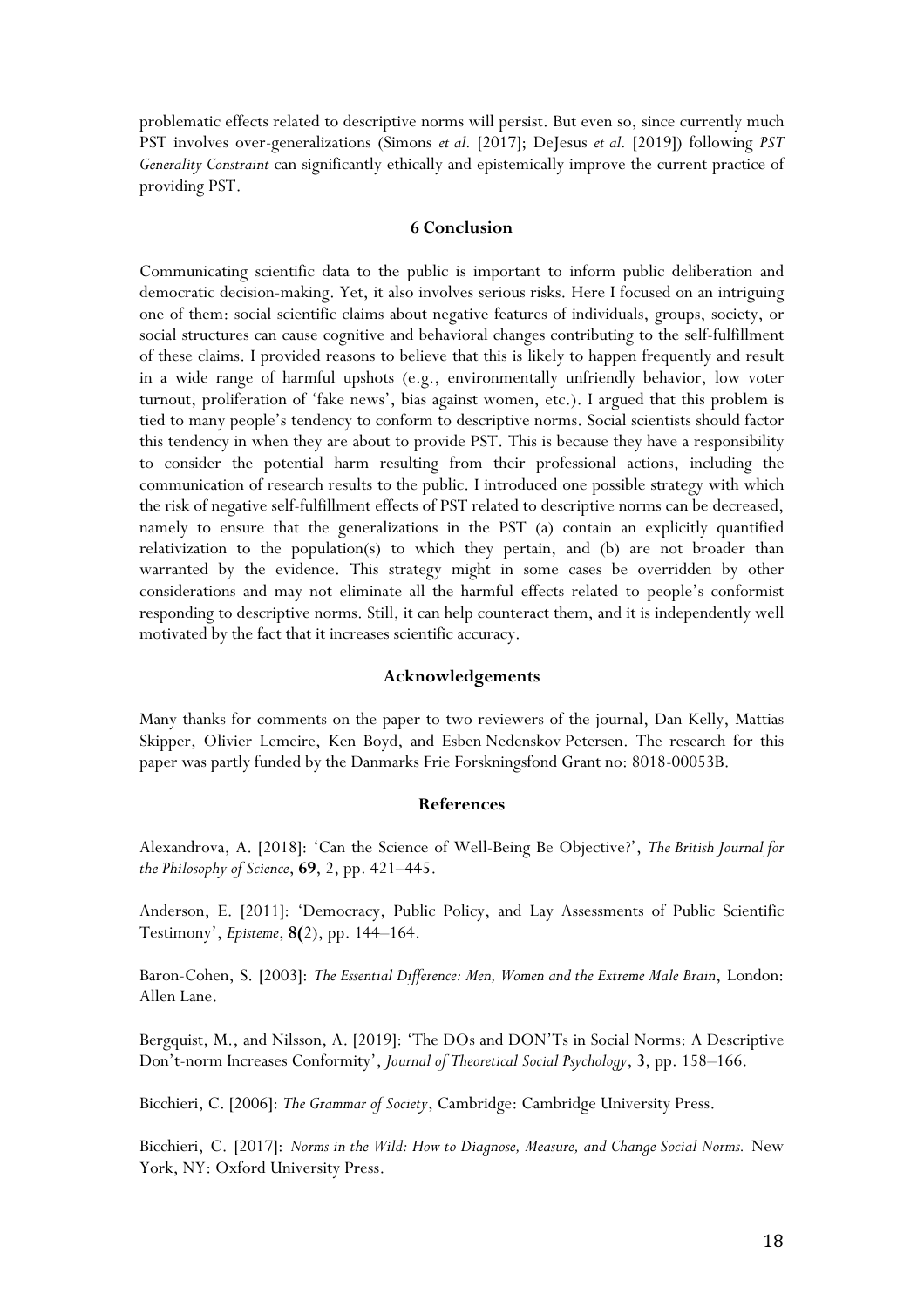problematic effects related to descriptive norms will persist. But even so, since currently much PST involves over-generalizations (Simons *et al.* [2017]; DeJesus *et al.* [2019]) following *PST Generality Constraint* can significantly ethically and epistemically improve the current practice of providing PST.

## 6 Conclusion

Communicating scientific data to the public is important to inform public deliberation and democratic decision-making. Yet, it also involves serious risks. Here I focused on an intriguing one of them: social scientific claims about negative features of individuals, groups, society, or social structures can cause cognitive and behavioral changes contributing to the self-fulfillment of these claims. I provided reasons to believe that this is likely to happen frequently and result in a wide range of harmful upshots (e.g., environmentally unfriendly behavior, low voter turnout, proliferation of 'fake news', bias against women, etc.). I argued that this problem is tied to many people's tendency to conform to descriptive norms. Social scientists should factor this tendency in when they are about to provide PST. This is because they have a responsibility to consider the potential harm resulting from their professional actions, including the communication of research results to the public. I introduced one possible strategy with which the risk of negative self-fulfillment effects of PST related to descriptive norms can be decreased, namely to ensure that the generalizations in the PST (a) contain an explicitly quantified relativization to the population(s) to which they pertain, and (b) are not broader than warranted by the evidence. This strategy might in some cases be overridden by other considerations and may not eliminate all the harmful effects related to people's conformist responding to descriptive norms. Still, it can help counteract them, and it is independently well motivated by the fact that it increases scientific accuracy.

## Acknowledgements

Many thanks for comments on the paper to two reviewers of the journal, Dan Kelly, Mattias Skipper, Olivier Lemeire, Ken Boyd, and Esben Nedenskov Petersen. The research for this paper was partly funded by the Danmarks Frie Forskningsfond Grant no: 8018-00053B.

## References

Alexandrova, A. [2018]: 'Can the Science of Well-Being Be Objective?', *The British Journal for the Philosophy of Science*, **69**, 2, pp. 421–445.

Anderson, E. [2011]: 'Democracy, Public Policy, and Lay Assessments of Public Scientific Testimony', *Episteme*, **8(**2), pp. 144–164.

Baron-Cohen, S. [2003]: *The Essential Difference: Men, Women and the Extreme Male Brain*, London: Allen Lane.

Bergquist, M., and Nilsson, A. [2019]: 'The DOs and DON'Ts in Social Norms: A Descriptive Don't-norm Increases Conformity', *Journal of Theoretical Social Psychology*, **3**, pp. 158–166.

Bicchieri, C. [2006]: *The Grammar of Society*, Cambridge: Cambridge University Press.

Bicchieri, C. [2017]: *Norms in the Wild: How to Diagnose, Measure, and Change Social Norms.* New York, NY: Oxford University Press.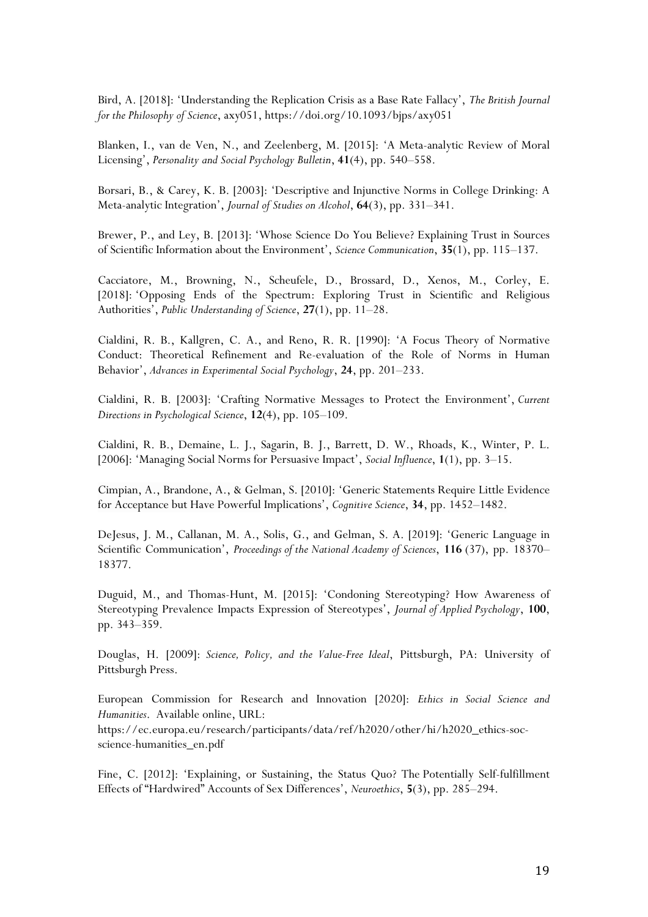Bird, A. [2018]: 'Understanding the Replication Crisis as a Base Rate Fallacy', *The British Journal for the Philosophy of Science*, axy051, https://doi.org/10.1093/bjps/axy051

Blanken, I., van de Ven, N., and Zeelenberg, M. [2015]: 'A Meta-analytic Review of Moral Licensing', *Personality and Social Psychology Bulletin*, **41**(4), pp. 540–558.

Borsari, B., & Carey, K. B. [2003]: 'Descriptive and Injunctive Norms in College Drinking: A Meta-analytic Integration', *Journal of Studies on Alcohol*, **64**(3), pp. 331–341.

Brewer, P., and Ley, B. [2013]: 'Whose Science Do You Believe? Explaining Trust in Sources of Scientific Information about the Environment', *Science Communication*, **35**(1), pp. 115–137.

Cacciatore, M., Browning, N., Scheufele, D., Brossard, D., Xenos, M., Corley, E. [2018]: 'Opposing Ends of the Spectrum: Exploring Trust in Scientific and Religious Authorities', *Public Understanding of Science*, **27**(1), pp. 11–28.

Cialdini, R. B., Kallgren, C. A., and Reno, R. R. [1990]: 'A Focus Theory of Normative Conduct: Theoretical Refinement and Re-evaluation of the Role of Norms in Human Behavior', *Advances in Experimental Social Psychology*, **24**, pp. 201–233.

Cialdini, R. B. [2003]: 'Crafting Normative Messages to Protect the Environment', *Current Directions in Psychological Science*, **12**(4), pp. 105–109.

Cialdini, R. B., Demaine, L. J., Sagarin, B. J., Barrett, D. W., Rhoads, K., Winter, P. L. [2006]: 'Managing Social Norms for Persuasive Impact', *Social Influence*, **1**(1), pp. 3–15.

Cimpian, A., Brandone, A., & Gelman, S. [2010]: 'Generic Statements Require Little Evidence for Acceptance but Have Powerful Implications', *Cognitive Science*, **34**, pp. 1452–1482.

DeJesus, J. M., Callanan, M. A., Solis, G., and Gelman, S. A. [2019]: 'Generic Language in Scientific Communication', *Proceedings of the National Academy of Sciences*, **116** (37), pp. 18370–18377.

Duguid, M., and Thomas-Hunt, M. [2015]: 'Condoning Stereotyping? How Awareness of Stereotyping Prevalence Impacts Expression of Stereotypes', *Journal of Applied Psychology*, **100**, pp. 343–359.

Douglas, H. [2009]: *Science, Policy, and the Value-Free Ideal*, Pittsburgh, PA: University of Pittsburgh Press.

European Commission for Research and Innovation [2020]: *Ethics in Social Science and Humanities*. Available online, URL:
https://ec.europa.eu/research/participants/data/ref/h2020/other/hi/h2020_ethics-soc-science-humanities_en.pdf

Fine, C. [2012]: 'Explaining, or Sustaining, the Status Quo? The Potentially Self-fulfillment Effects of "Hardwired" Accounts of Sex Differences', *Neuroethics*, **5**(3), pp. 285–294.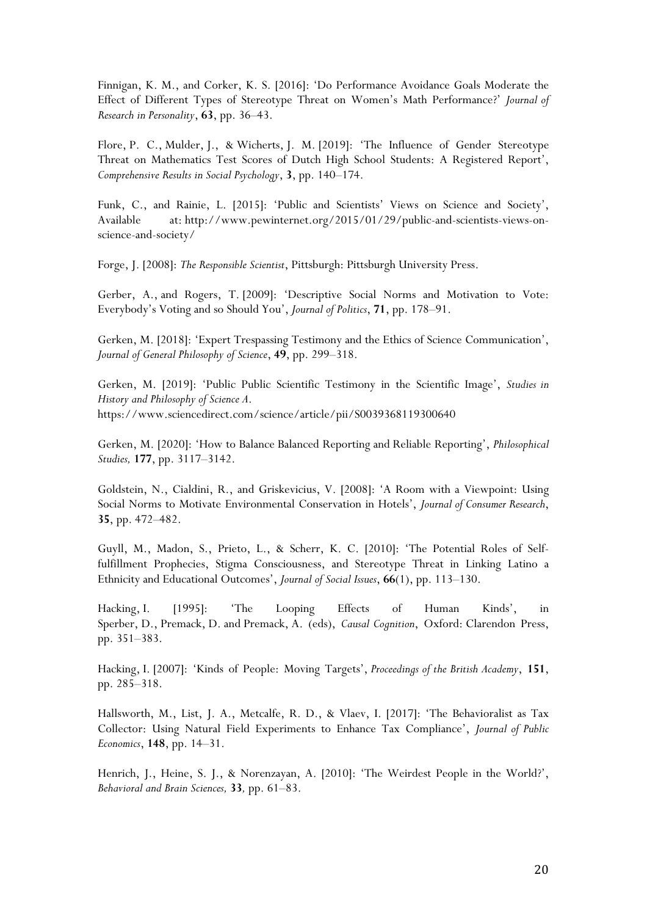Finnigan, K. M., and Corker, K. S. [2016]: 'Do Performance Avoidance Goals Moderate the Effect of Different Types of Stereotype Threat on Women's Math Performance?' *Journal of Research in Personality*, **63**, pp. 36–43.

Flore, P. C., Mulder, J., & Wicherts, J. M. [2019]: 'The Influence of Gender Stereotype Threat on Mathematics Test Scores of Dutch High School Students: A Registered Report', *Comprehensive Results in Social Psychology*, **3**, pp. 140–174.

Funk, C., and Rainie, L. [2015]: 'Public and Scientists' Views on Science and Society', Available at: http://www.pewinternet.org/2015/01/29/public-and-scientists-views-on-science-and-society/

Forge, J. [2008]: *The Responsible Scientist*, Pittsburgh: Pittsburgh University Press.

Gerber, A., and Rogers, T. [2009]: 'Descriptive Social Norms and Motivation to Vote: Everybody's Voting and so Should You', *Journal of Politics*, **71**, pp. 178–91.

Gerken, M. [2018]: 'Expert Trespassing Testimony and the Ethics of Science Communication', *Journal of General Philosophy of Science*, **49**, pp. 299–318.

Gerken, M. [2019]: 'Public Public Scientific Testimony in the Scientific Image', *Studies in History and Philosophy of Science A*. https://www.sciencedirect.com/science/article/pii/S0039368119300640

Gerken, M. [2020]: 'How to Balance Balanced Reporting and Reliable Reporting', *Philosophical Studies,* **177**, pp. 3117–3142.

Goldstein, N., Cialdini, R., and Griskevicius, V. [2008]: 'A Room with a Viewpoint: Using Social Norms to Motivate Environmental Conservation in Hotels', *Journal of Consumer Research*, **35**, pp. 472–482.

Guyll, M., Madon, S., Prieto, L., & Scherr, K. C. [2010]: 'The Potential Roles of Self-fulfillment Prophecies, Stigma Consciousness, and Stereotype Threat in Linking Latino a Ethnicity and Educational Outcomes', *Journal of Social Issues*, **66**(1), pp. 113–130.

Hacking, I. [1995]: 'The Looping Effects of Human Kinds', in Sperber, D., Premack, D. and Premack, A. (eds), *Causal Cognition*, Oxford: Clarendon Press, pp. 351–383.

Hacking, I. [2007]: 'Kinds of People: Moving Targets', *Proceedings of the British Academy*, **151**, pp. 285–318.

Hallsworth, M., List, J. A., Metcalfe, R. D., & Vlaev, I. [2017]: 'The Behavioralist as Tax Collector: Using Natural Field Experiments to Enhance Tax Compliance', *Journal of Public Economics*, **148**, pp. 14–31.

Henrich, J., Heine, S. J., & Norenzayan, A. [2010]: 'The Weirdest People in the World?', *Behavioral and Brain Sciences,* **33***,* pp. 61–83.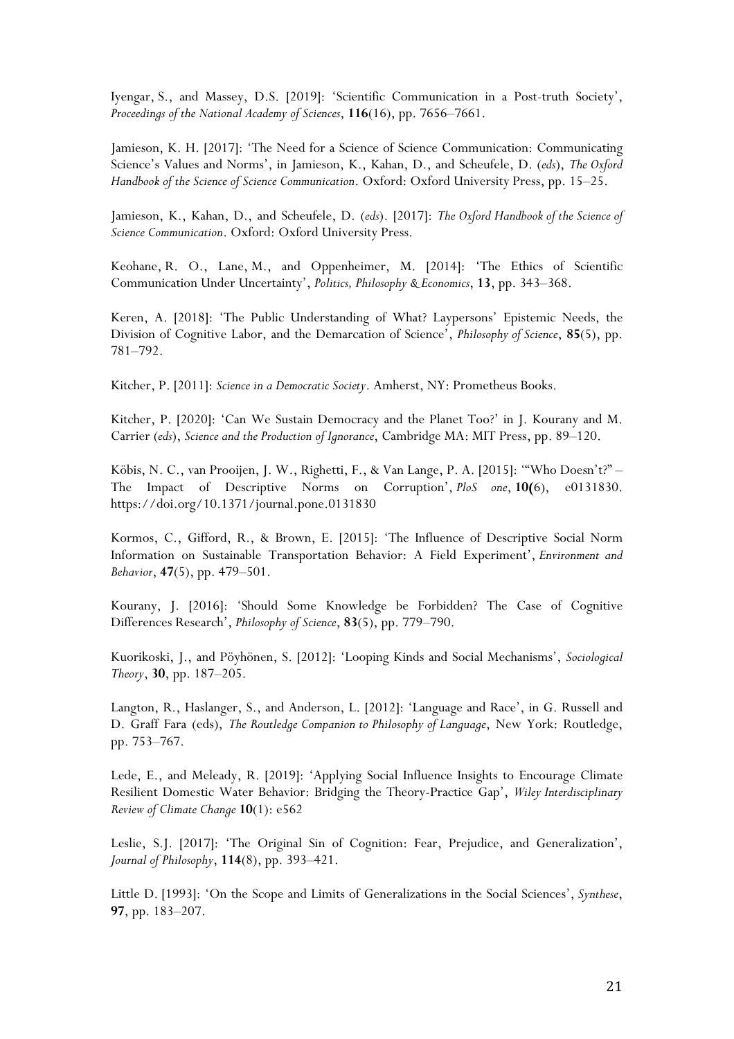Iyengar, S., and Massey, D.S. [2019]: 'Scientific Communication in a Post-truth Society', *Proceedings of the National Academy of Sciences*, **116**(16), pp. 7656–7661.

Jamieson, K. H. [2017]: 'The Need for a Science of Science Communication: Communicating Science's Values and Norms', in Jamieson, K., Kahan, D., and Scheufele, D. (*eds*), *The Oxford Handbook of the Science of Science Communication*. Oxford: Oxford University Press, pp. 15–25.

Jamieson, K., Kahan, D., and Scheufele, D. (*eds*). [2017]: *The Oxford Handbook of the Science of Science Communication*. Oxford: Oxford University Press.

Keohane, R. O., Lane, M., and Oppenheimer, M. [2014]: 'The Ethics of Scientific Communication Under Uncertainty', *Politics, Philosophy & Economics*, **13**, pp. 343–368.

Keren, A. [2018]: 'The Public Understanding of What? Laypersons' Epistemic Needs, the Division of Cognitive Labor, and the Demarcation of Science', *Philosophy of Science*, **85**(5), pp. 781–792.

Kitcher, P. [2011]: *Science in a Democratic Society*. Amherst, NY: Prometheus Books.

Kitcher, P. [2020]: 'Can We Sustain Democracy and the Planet Too?' in J. Kourany and M. Carrier (*eds*), *Science and the Production of Ignorance*, Cambridge MA: MIT Press, pp. 89–120.

Köbis, N. C., van Prooijen, J. W., Righetti, F., & Van Lange, P. A. [2015]: '"Who Doesn't?" – The Impact of Descriptive Norms on Corruption', *PloS one*, **10(**6), e0131830. https://doi.org/10.1371/journal.pone.0131830

Kormos, C., Gifford, R., & Brown, E. [2015]: 'The Influence of Descriptive Social Norm Information on Sustainable Transportation Behavior: A Field Experiment', *Environment and Behavior*, **47**(5), pp. 479–501.

Kourany, J. [2016]: 'Should Some Knowledge be Forbidden? The Case of Cognitive Differences Research', *Philosophy of Science*, **83**(5), pp. 779–790.

Kuorikoski, J., and Pöyhönen, S. [2012]: 'Looping Kinds and Social Mechanisms', *Sociological Theory*, **30**, pp. 187–205.

Langton, R., Haslanger, S., and Anderson, L. [2012]: 'Language and Race', in G. Russell and D. Graff Fara (eds), *The Routledge Companion to Philosophy of Language*, New York: Routledge, pp. 753–767.

Lede, E., and Meleady, R. [2019]: 'Applying Social Influence Insights to Encourage Climate Resilient Domestic Water Behavior: Bridging the Theory-Practice Gap', *Wiley Interdisciplinary Review of Climate Change* **10**(1): e562

Leslie, S.J. [2017]: 'The Original Sin of Cognition: Fear, Prejudice, and Generalization', *Journal of Philosophy*, **114**(8), pp. 393–421.

Little D. [1993]: 'On the Scope and Limits of Generalizations in the Social Sciences', *Synthese*, **97**, pp. 183–207.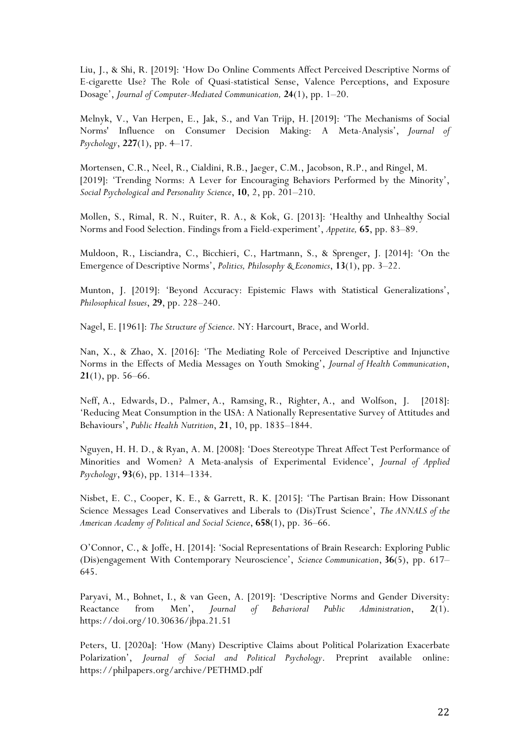Liu, J., & Shi, R. [2019]: 'How Do Online Comments Affect Perceived Descriptive Norms of E-cigarette Use? The Role of Quasi-statistical Sense, Valence Perceptions, and Exposure Dosage', *Journal of Computer-Mediated Communication,* **24**(1), pp. 1–20.

Melnyk, V., Van Herpen, E., Jak, S., and Van Trijp, H. [2019]: 'The Mechanisms of Social Norms' Influence on Consumer Decision Making: A Meta-Analysis', *Journal of Psychology*, **227**(1), pp. 4–17.

Mortensen, C.R., Neel, R., Cialdini, R.B., Jaeger, C.M., Jacobson, R.P., and Ringel, M. [2019]: 'Trending Norms: A Lever for Encouraging Behaviors Performed by the Minority', *Social Psychological and Personality Science*, **10**, 2, pp. 201–210.

Mollen, S., Rimal, R. N., Ruiter, R. A., & Kok, G. [2013]: 'Healthy and Unhealthy Social Norms and Food Selection. Findings from a Field-experiment', *Appetite,* **65**, pp. 83–89.

Muldoon, R., Lisciandra, C., Bicchieri, C., Hartmann, S., & Sprenger, J. [2014]: 'On the Emergence of Descriptive Norms', *Politics, Philosophy & Economics*, **13**(1), pp. 3–22.

Munton, J. [2019]: 'Beyond Accuracy: Epistemic Flaws with Statistical Generalizations', *Philosophical Issues*, **29**, pp. 228–240.

Nagel, E. [1961]: *The Structure of Science*. NY: Harcourt, Brace, and World.

Nan, X., & Zhao, X. [2016]: 'The Mediating Role of Perceived Descriptive and Injunctive Norms in the Effects of Media Messages on Youth Smoking', *Journal of Health Communication*, **21**(1), pp. 56–66.

Neff, A., Edwards, D., Palmer, A., Ramsing, R., Righter, A., and Wolfson, J. [2018]: 'Reducing Meat Consumption in the USA: A Nationally Representative Survey of Attitudes and Behaviours', *Public Health Nutrition*, **21**, 10, pp. 1835–1844.

Nguyen, H. H. D., & Ryan, A. M. [2008]: 'Does Stereotype Threat Affect Test Performance of Minorities and Women? A Meta-analysis of Experimental Evidence', *Journal of Applied Psychology*, **93**(6), pp. 1314–1334.

Nisbet, E. C., Cooper, K. E., & Garrett, R. K. [2015]: 'The Partisan Brain: How Dissonant Science Messages Lead Conservatives and Liberals to (Dis)Trust Science', *The ANNALS of the American Academy of Political and Social Science*, **658**(1), pp. 36–66.

O'Connor, C., & Joffe, H. [2014]: 'Social Representations of Brain Research: Exploring Public (Dis)engagement With Contemporary Neuroscience', *Science Communication*, **36**(5), pp. 617–645.

Paryavi, M., Bohnet, I., & van Geen, A. [2019]: 'Descriptive Norms and Gender Diversity: Reactance from Men', *Journal of Behavioral Public Administration*, **2**(1). https://doi.org/10.30636/jbpa.21.51

Peters, U. [2020a]: 'How (Many) Descriptive Claims about Political Polarization Exacerbate Polarization', *Journal of Social and Political Psychology*. Preprint available online: https://philpapers.org/archive/PETHMD.pdf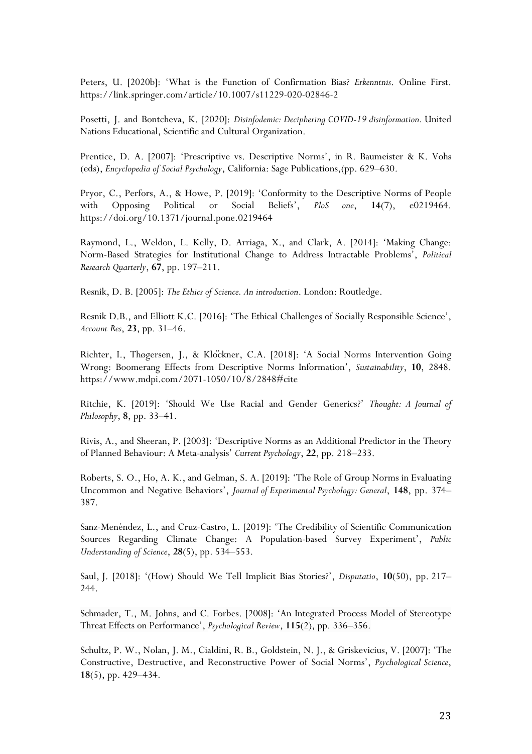Peters, U. [2020b]: 'What is the Function of Confirmation Bias? *Erkenntnis*. Online First. https://link.springer.com/article/10.1007/s11229-020-02846-2

Posetti, J. and Bontcheva, K. [2020]: *Disinfodemic: Deciphering COVID-19 disinformation.* United Nations Educational, Scientific and Cultural Organization.

Prentice, D. A. [2007]: 'Prescriptive vs. Descriptive Norms', in R. Baumeister & K. Vohs (eds), *Encyclopedia of Social Psychology*, California: Sage Publications,(pp. 629–630.

Pryor, C., Perfors, A., & Howe, P. [2019]: 'Conformity to the Descriptive Norms of People with Opposing Political or Social Beliefs', *PloS one*, **14**(7), e0219464. https://doi.org/10.1371/journal.pone.0219464

Raymond, L., Weldon, L. Kelly, D. Arriaga, X., and Clark, A. [2014]: 'Making Change: Norm-Based Strategies for Institutional Change to Address Intractable Problems', *Political Research Quarterly*, **67**, pp. 197–211.

Resnik, D. B. [2005]: *The Ethics of Science. An introduction*. London: Routledge.

Resnik D.B., and Elliott K.C. [2016]: 'The Ethical Challenges of Socially Responsible Science', *Account Res*, **23**, pp. 31–46.

Richter, I., Thøgersen, J., & Klöckner, C.A. [2018]: 'A Social Norms Intervention Going Wrong: Boomerang Effects from Descriptive Norms Information', *Sustainability*, **10**, 2848. https://www.mdpi.com/2071-1050/10/8/2848#cite

Ritchie, K. [2019]: 'Should We Use Racial and Gender Generics?' *Thought: A Journal of Philosophy*, **8**, pp. 33–41.

Rivis, A., and Sheeran, P. [2003]: 'Descriptive Norms as an Additional Predictor in the Theory of Planned Behaviour: A Meta-analysis' *Current Psychology*, **22**, pp. 218–233.

Roberts, S. O., Ho, A. K., and Gelman, S. A. [2019]: 'The Role of Group Norms in Evaluating Uncommon and Negative Behaviors', *Journal of Experimental Psychology: General*, **148**, pp. 374–387.

Sanz-Menéndez, L., and Cruz-Castro, L. [2019]: 'The Credibility of Scientific Communication Sources Regarding Climate Change: A Population-based Survey Experiment', *Public Understanding of Science*, **28**(5), pp. 534–553.

Saul, J. [2018]: '(How) Should We Tell Implicit Bias Stories?', *Disputatio*, **10**(50), pp. 217–244.

Schmader, T., M. Johns, and C. Forbes. [2008]: 'An Integrated Process Model of Stereotype Threat Effects on Performance', *Psychological Review*, **115**(2), pp. 336–356.

Schultz, P. W., Nolan, J. M., Cialdini, R. B., Goldstein, N. J., & Griskevicius, V. [2007]: 'The Constructive, Destructive, and Reconstructive Power of Social Norms', *Psychological Science*, **18**(5), pp. 429–434.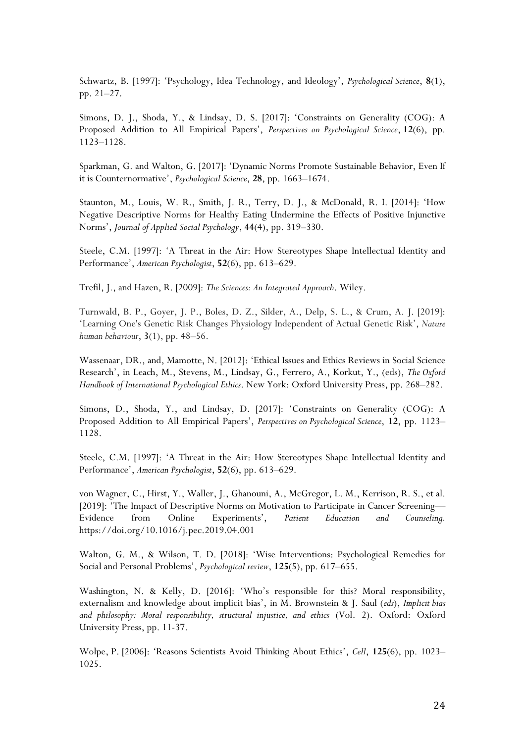Schwartz, B. [1997]: 'Psychology, Idea Technology, and Ideology', *Psychological Science*, **8**(1), pp. 21–27.

Simons, D. J., Shoda, Y., & Lindsay, D. S. [2017]: 'Constraints on Generality (COG): A Proposed Addition to All Empirical Papers', *Perspectives on Psychological Science*, **12**(6), pp. 1123–1128.

Sparkman, G. and Walton, G. [2017]: 'Dynamic Norms Promote Sustainable Behavior, Even If it is Counternormative', *Psychological Science*, **28**, pp. 1663–1674.

Staunton, M., Louis, W. R., Smith, J. R., Terry, D. J., & McDonald, R. I. [2014]: 'How Negative Descriptive Norms for Healthy Eating Undermine the Effects of Positive Injunctive Norms', *Journal of Applied Social Psychology*, **44**(4), pp. 319–330.

Steele, C.M. [1997]: 'A Threat in the Air: How Stereotypes Shape Intellectual Identity and Performance', *American Psychologist*, **52**(6), pp. 613–629.

Trefil, J., and Hazen, R. [2009]: *The Sciences: An Integrated Approach*. Wiley.

Turnwald, B. P., Goyer, J. P., Boles, D. Z., Silder, A., Delp, S. L., & Crum, A. J. [2019]: 'Learning One's Genetic Risk Changes Physiology Independent of Actual Genetic Risk', *Nature human behaviour*, **3**(1), pp. 48–56.

Wassenaar, DR., and, Mamotte, N. [2012]: 'Ethical Issues and Ethics Reviews in Social Science Research', in Leach, M., Stevens, M., Lindsay, G., Ferrero, A., Korkut, Y., (eds), *The Oxford Handbook of International Psychological Ethics*. New York: Oxford University Press, pp. 268–282.

Simons, D., Shoda, Y., and Lindsay, D. [2017]: 'Constraints on Generality (COG): A Proposed Addition to All Empirical Papers', *Perspectives on Psychological Science*, **12**, pp. 1123–1128.

Steele, C.M. [1997]: 'A Threat in the Air: How Stereotypes Shape Intellectual Identity and Performance', *American Psychologist*, **52**(6), pp. 613–629.

von Wagner, C., Hirst, Y., Waller, J., Ghanouni, A., McGregor, L. M., Kerrison, R. S., et al. [2019]: 'The Impact of Descriptive Norms on Motivation to Participate in Cancer Screening—Evidence from Online Experiments', *Patient Education and Counseling.* https://doi.org/10.1016/j.pec.2019.04.001

Walton, G. M., & Wilson, T. D. [2018]: 'Wise Interventions: Psychological Remedies for Social and Personal Problems', *Psychological review*, **125**(5), pp. 617–655.

Washington, N. & Kelly, D. [2016]: 'Who's responsible for this? Moral responsibility, externalism and knowledge about implicit bias', in M. Brownstein & J. Saul (*eds*), *Implicit bias and philosophy: Moral responsibility, structural injustice, and ethics* (Vol. 2). Oxford: Oxford University Press, pp. 11-37.

Wolpe, P. [2006]: 'Reasons Scientists Avoid Thinking About Ethics', *Cell*, **125**(6), pp. 1023–1025.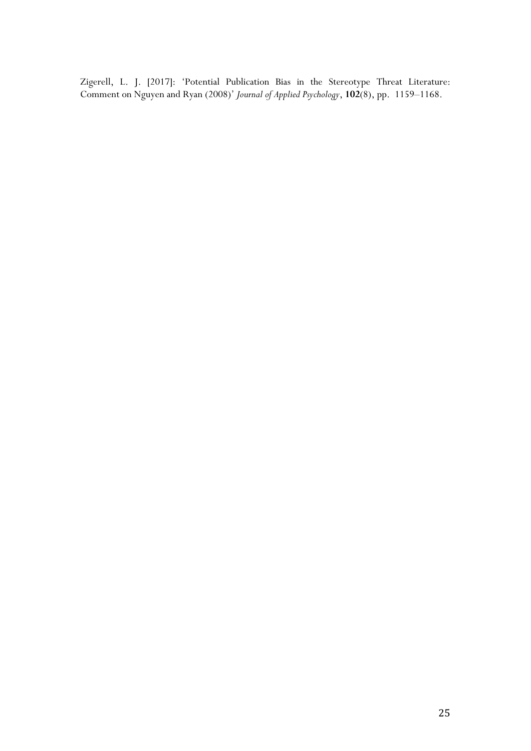Zigerell, L. J. [2017]: 'Potential Publication Bias in the Stereotype Threat Literature: Comment on Nguyen and Ryan (2008)' *Journal of Applied Psychology*, **102**(8), pp. 1159–1168.